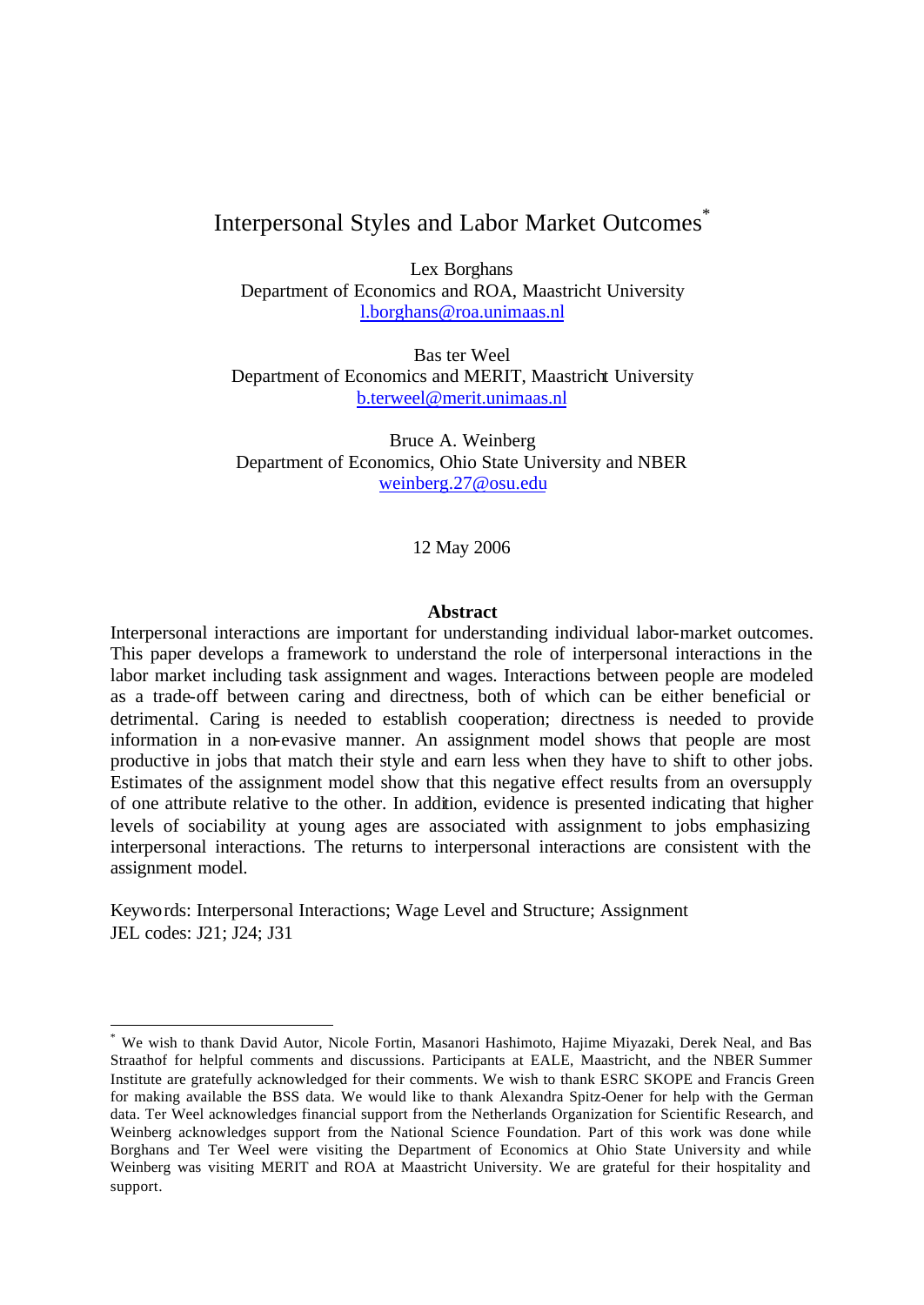# Interpersonal Styles and Labor Market Outcomes[*]

Lex Borghans
Department of Economics and ROA, Maastricht University
l.borghans@roa.unimaas.nl

Bas ter Weel
Department of Economics and MERIT, Maastricht University
b.terweel@merit.unimaas.nl

Bruce A. Weinberg
Department of Economics, Ohio State University and NBER
weinberg.27@osu.edu

12 May 2006

**Abstract**

Interpersonal interactions are important for understanding individual labor-market outcomes. This paper develops a framework to understand the role of interpersonal interactions in the labor market including task assignment and wages. Interactions between people are modeled as a trade-off between caring and directness, both of which can be either beneficial or detrimental. Caring is needed to establish cooperation; directness is needed to provide information in a non-evasive manner. An assignment model shows that people are most productive in jobs that match their style and earn less when they have to shift to other jobs. Estimates of the assignment model show that this negative effect results from an oversupply of one attribute relative to the other. In addition, evidence is presented indicating that higher levels of sociability at young ages are associated with assignment to jobs emphasizing interpersonal interactions. The returns to interpersonal interactions are consistent with the assignment model.

Keywords: Interpersonal Interactions; Wage Level and Structure; Assignment
JEL codes: J21; J24; J31

---

[*] We wish to thank David Autor, Nicole Fortin, Masanori Hashimoto, Hajime Miyazaki, Derek Neal, and Bas Straathof for helpful comments and discussions. Participants at EALE, Maastricht, and the NBER Summer Institute are gratefully acknowledged for their comments. We wish to thank ESRC SKOPE and Francis Green for making available the BSS data. We would like to thank Alexandra Spitz-Oener for help with the German data. Ter Weel acknowledges financial support from the Netherlands Organization for Scientific Research, and Weinberg acknowledges support from the National Science Foundation. Part of this work was done while Borghans and Ter Weel were visiting the Department of Economics at Ohio State University and while Weinberg was visiting MERIT and ROA at Maastricht University. We are grateful for their hospitality and support.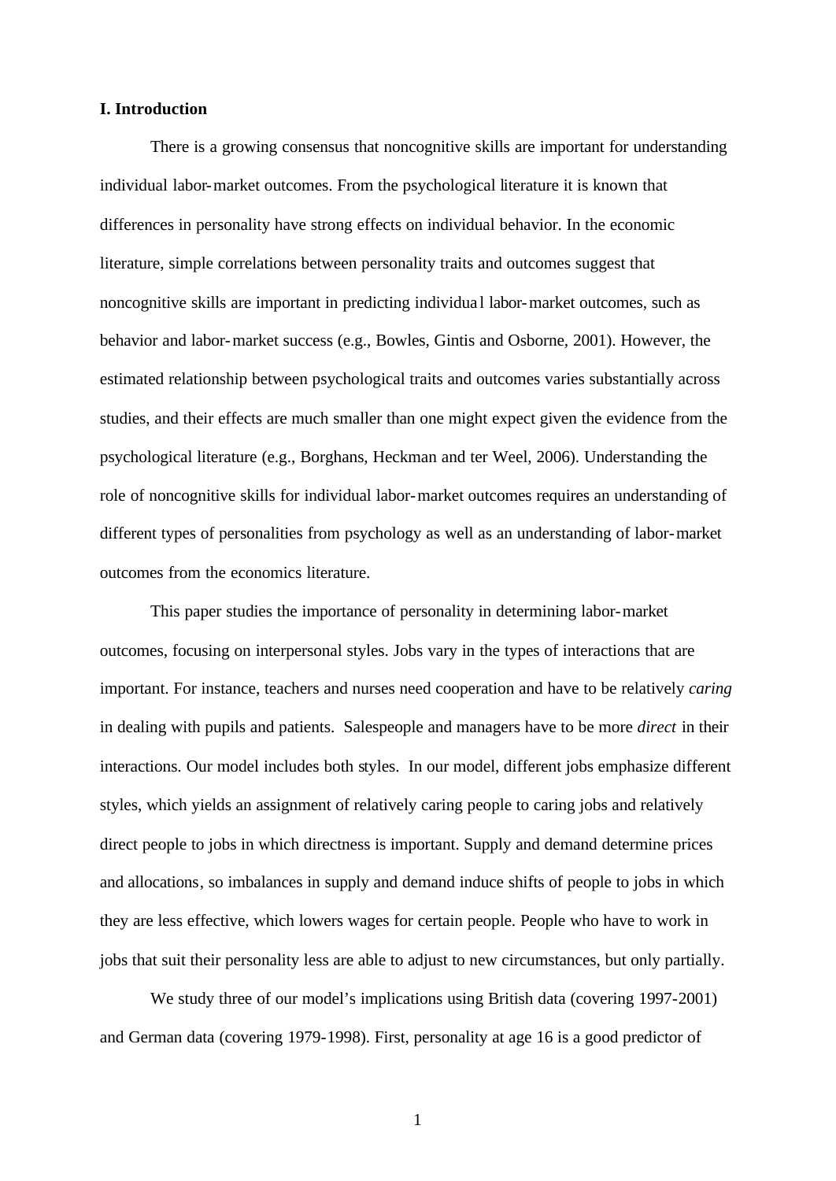## I. Introduction

There is a growing consensus that noncognitive skills are important for understanding individual labor-market outcomes. From the psychological literature it is known that differences in personality have strong effects on individual behavior. In the economic literature, simple correlations between personality traits and outcomes suggest that noncognitive skills are important in predicting individual labor-market outcomes, such as behavior and labor-market success (e.g., Bowles, Gintis and Osborne, 2001). However, the estimated relationship between psychological traits and outcomes varies substantially across studies, and their effects are much smaller than one might expect given the evidence from the psychological literature (e.g., Borghans, Heckman and ter Weel, 2006). Understanding the role of noncognitive skills for individual labor-market outcomes requires an understanding of different types of personalities from psychology as well as an understanding of labor-market outcomes from the economics literature.

This paper studies the importance of personality in determining labor-market outcomes, focusing on interpersonal styles. Jobs vary in the types of interactions that are important. For instance, teachers and nurses need cooperation and have to be relatively *caring* in dealing with pupils and patients. Salespeople and managers have to be more *direct* in their interactions. Our model includes both styles. In our model, different jobs emphasize different styles, which yields an assignment of relatively caring people to caring jobs and relatively direct people to jobs in which directness is important. Supply and demand determine prices and allocations, so imbalances in supply and demand induce shifts of people to jobs in which they are less effective, which lowers wages for certain people. People who have to work in jobs that suit their personality less are able to adjust to new circumstances, but only partially.

We study three of our model's implications using British data (covering 1997-2001) and German data (covering 1979-1998). First, personality at age 16 is a good predictor of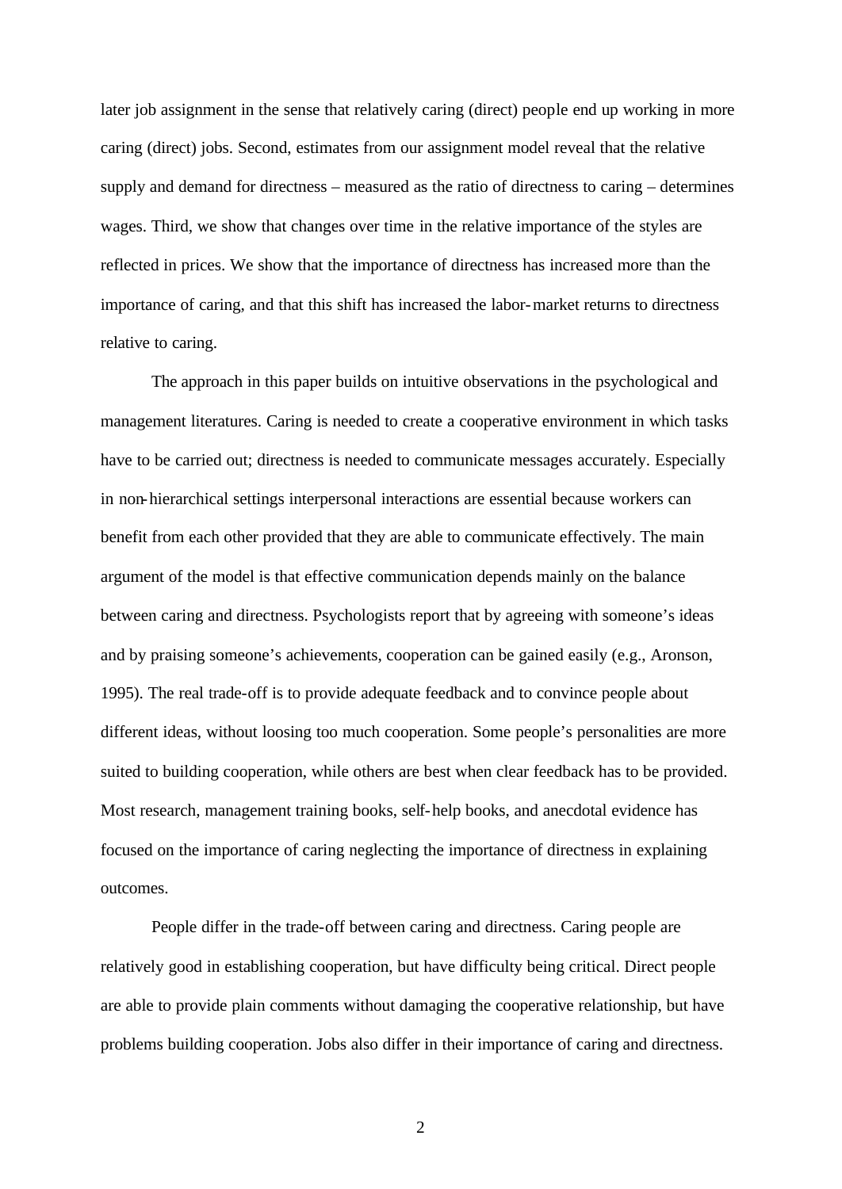later job assignment in the sense that relatively caring (direct) people end up working in more caring (direct) jobs. Second, estimates from our assignment model reveal that the relative supply and demand for directness – measured as the ratio of directness to caring – determines wages. Third, we show that changes over time in the relative importance of the styles are reflected in prices. We show that the importance of directness has increased more than the importance of caring, and that this shift has increased the labor-market returns to directness relative to caring.

The approach in this paper builds on intuitive observations in the psychological and management literatures. Caring is needed to create a cooperative environment in which tasks have to be carried out; directness is needed to communicate messages accurately. Especially in non-hierarchical settings interpersonal interactions are essential because workers can benefit from each other provided that they are able to communicate effectively. The main argument of the model is that effective communication depends mainly on the balance between caring and directness. Psychologists report that by agreeing with someone's ideas and by praising someone's achievements, cooperation can be gained easily (e.g., Aronson, 1995). The real trade-off is to provide adequate feedback and to convince people about different ideas, without loosing too much cooperation. Some people's personalities are more suited to building cooperation, while others are best when clear feedback has to be provided. Most research, management training books, self-help books, and anecdotal evidence has focused on the importance of caring neglecting the importance of directness in explaining outcomes.

People differ in the trade-off between caring and directness. Caring people are relatively good in establishing cooperation, but have difficulty being critical. Direct people are able to provide plain comments without damaging the cooperative relationship, but have problems building cooperation. Jobs also differ in their importance of caring and directness.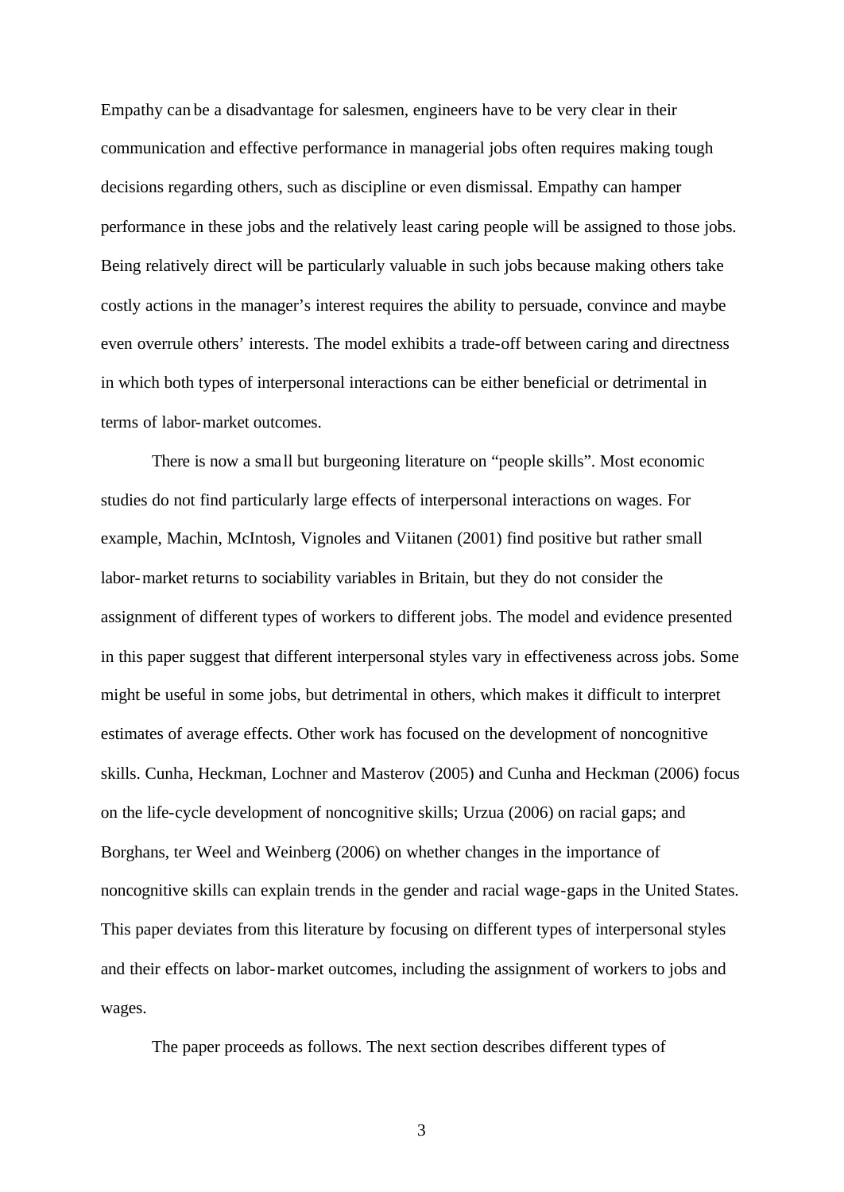Empathy can be a disadvantage for salesmen, engineers have to be very clear in their communication and effective performance in managerial jobs often requires making tough decisions regarding others, such as discipline or even dismissal. Empathy can hamper performance in these jobs and the relatively least caring people will be assigned to those jobs. Being relatively direct will be particularly valuable in such jobs because making others take costly actions in the manager's interest requires the ability to persuade, convince and maybe even overrule others' interests. The model exhibits a trade-off between caring and directness in which both types of interpersonal interactions can be either beneficial or detrimental in terms of labor-market outcomes.

There is now a small but burgeoning literature on "people skills". Most economic studies do not find particularly large effects of interpersonal interactions on wages. For example, Machin, McIntosh, Vignoles and Viitanen (2001) find positive but rather small labor-market returns to sociability variables in Britain, but they do not consider the assignment of different types of workers to different jobs. The model and evidence presented in this paper suggest that different interpersonal styles vary in effectiveness across jobs. Some might be useful in some jobs, but detrimental in others, which makes it difficult to interpret estimates of average effects. Other work has focused on the development of noncognitive skills. Cunha, Heckman, Lochner and Masterov (2005) and Cunha and Heckman (2006) focus on the life-cycle development of noncognitive skills; Urzua (2006) on racial gaps; and Borghans, ter Weel and Weinberg (2006) on whether changes in the importance of noncognitive skills can explain trends in the gender and racial wage-gaps in the United States. This paper deviates from this literature by focusing on different types of interpersonal styles and their effects on labor-market outcomes, including the assignment of workers to jobs and wages.

The paper proceeds as follows. The next section describes different types of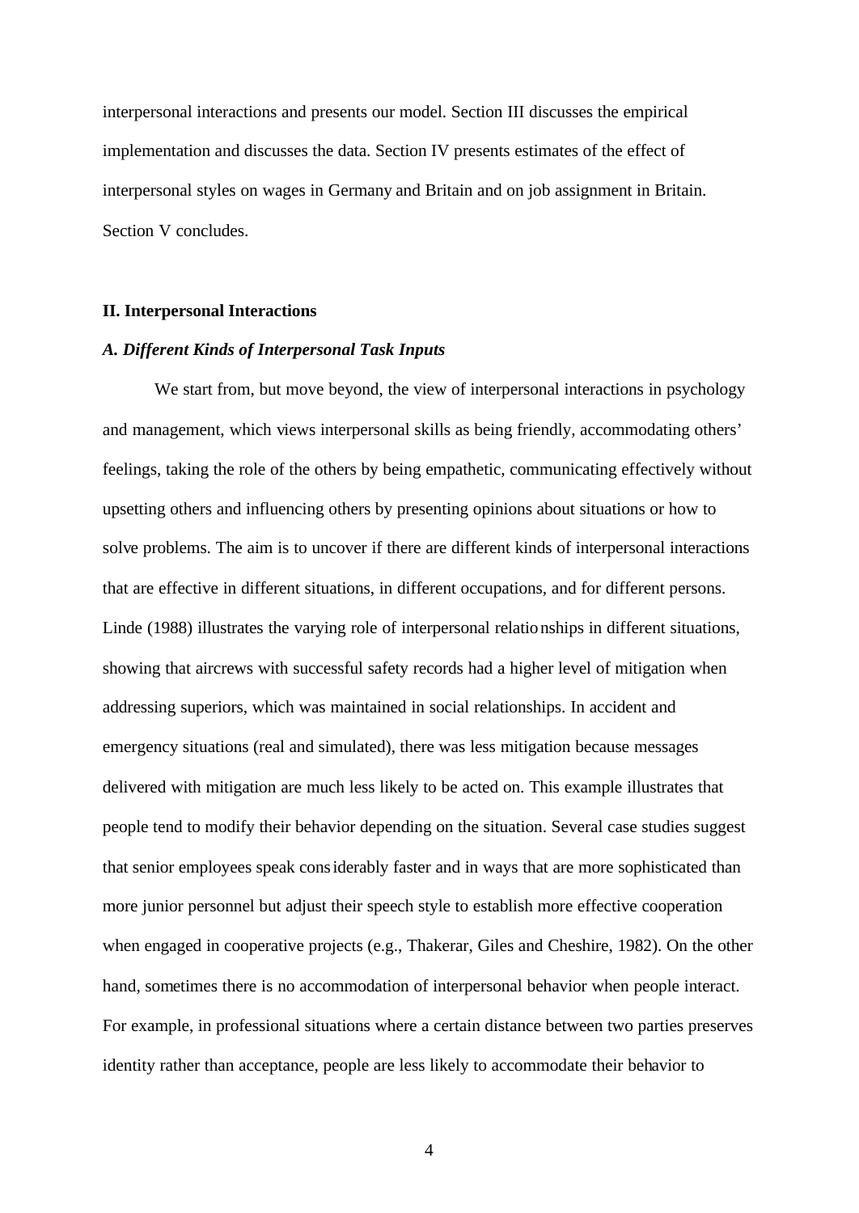interpersonal interactions and presents our model. Section III discusses the empirical implementation and discusses the data. Section IV presents estimates of the effect of interpersonal styles on wages in Germany and Britain and on job assignment in Britain. Section V concludes.

## II. Interpersonal Interactions

### *A. Different Kinds of Interpersonal Task Inputs*

We start from, but move beyond, the view of interpersonal interactions in psychology and management, which views interpersonal skills as being friendly, accommodating others' feelings, taking the role of the others by being empathetic, communicating effectively without upsetting others and influencing others by presenting opinions about situations or how to solve problems. The aim is to uncover if there are different kinds of interpersonal interactions that are effective in different situations, in different occupations, and for different persons. Linde (1988) illustrates the varying role of interpersonal relationships in different situations, showing that aircrews with successful safety records had a higher level of mitigation when addressing superiors, which was maintained in social relationships. In accident and emergency situations (real and simulated), there was less mitigation because messages delivered with mitigation are much less likely to be acted on. This example illustrates that people tend to modify their behavior depending on the situation. Several case studies suggest that senior employees speak considerably faster and in ways that are more sophisticated than more junior personnel but adjust their speech style to establish more effective cooperation when engaged in cooperative projects (e.g., Thakerar, Giles and Cheshire, 1982). On the other hand, sometimes there is no accommodation of interpersonal behavior when people interact. For example, in professional situations where a certain distance between two parties preserves identity rather than acceptance, people are less likely to accommodate their behavior to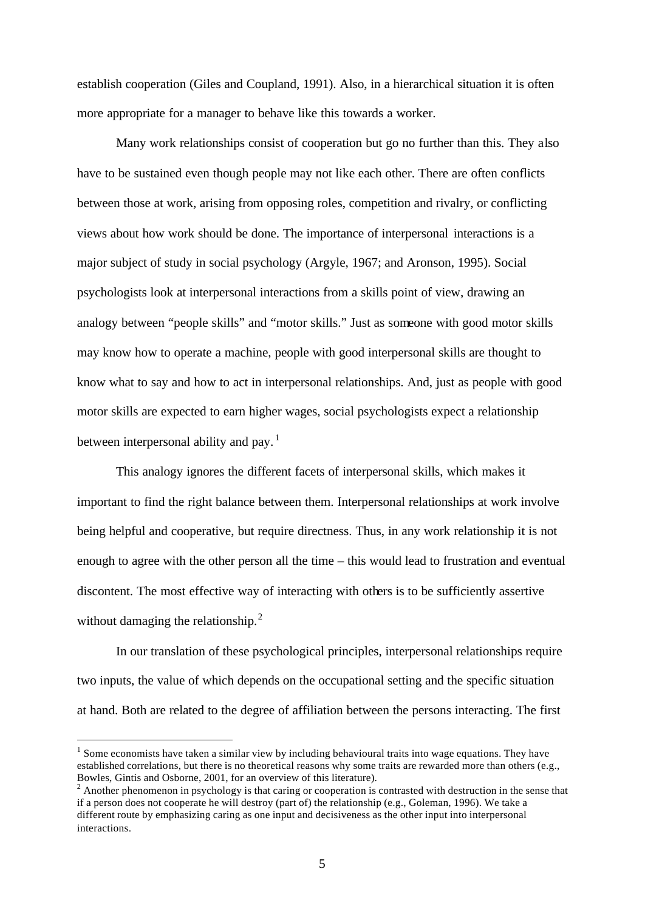establish cooperation (Giles and Coupland, 1991). Also, in a hierarchical situation it is often more appropriate for a manager to behave like this towards a worker.

Many work relationships consist of cooperation but go no further than this. They also have to be sustained even though people may not like each other. There are often conflicts between those at work, arising from opposing roles, competition and rivalry, or conflicting views about how work should be done. The importance of interpersonal interactions is a major subject of study in social psychology (Argyle, 1967; and Aronson, 1995). Social psychologists look at interpersonal interactions from a skills point of view, drawing an analogy between "people skills" and "motor skills." Just as someone with good motor skills may know how to operate a machine, people with good interpersonal skills are thought to know what to say and how to act in interpersonal relationships. And, just as people with good motor skills are expected to earn higher wages, social psychologists expect a relationship between interpersonal ability and pay.[1]

This analogy ignores the different facets of interpersonal skills, which makes it important to find the right balance between them. Interpersonal relationships at work involve being helpful and cooperative, but require directness. Thus, in any work relationship it is not enough to agree with the other person all the time – this would lead to frustration and eventual discontent. The most effective way of interacting with others is to be sufficiently assertive without damaging the relationship.[2]

In our translation of these psychological principles, interpersonal relationships require two inputs, the value of which depends on the occupational setting and the specific situation at hand. Both are related to the degree of affiliation between the persons interacting. The first

---

[1] Some economists have taken a similar view by including behavioural traits into wage equations. They have established correlations, but there is no theoretical reasons why some traits are rewarded more than others (e.g., Bowles, Gintis and Osborne, 2001, for an overview of this literature).

[2] Another phenomenon in psychology is that caring or cooperation is contrasted with destruction in the sense that if a person does not cooperate he will destroy (part of) the relationship (e.g., Goleman, 1996). We take a different route by emphasizing caring as one input and decisiveness as the other input into interpersonal interactions.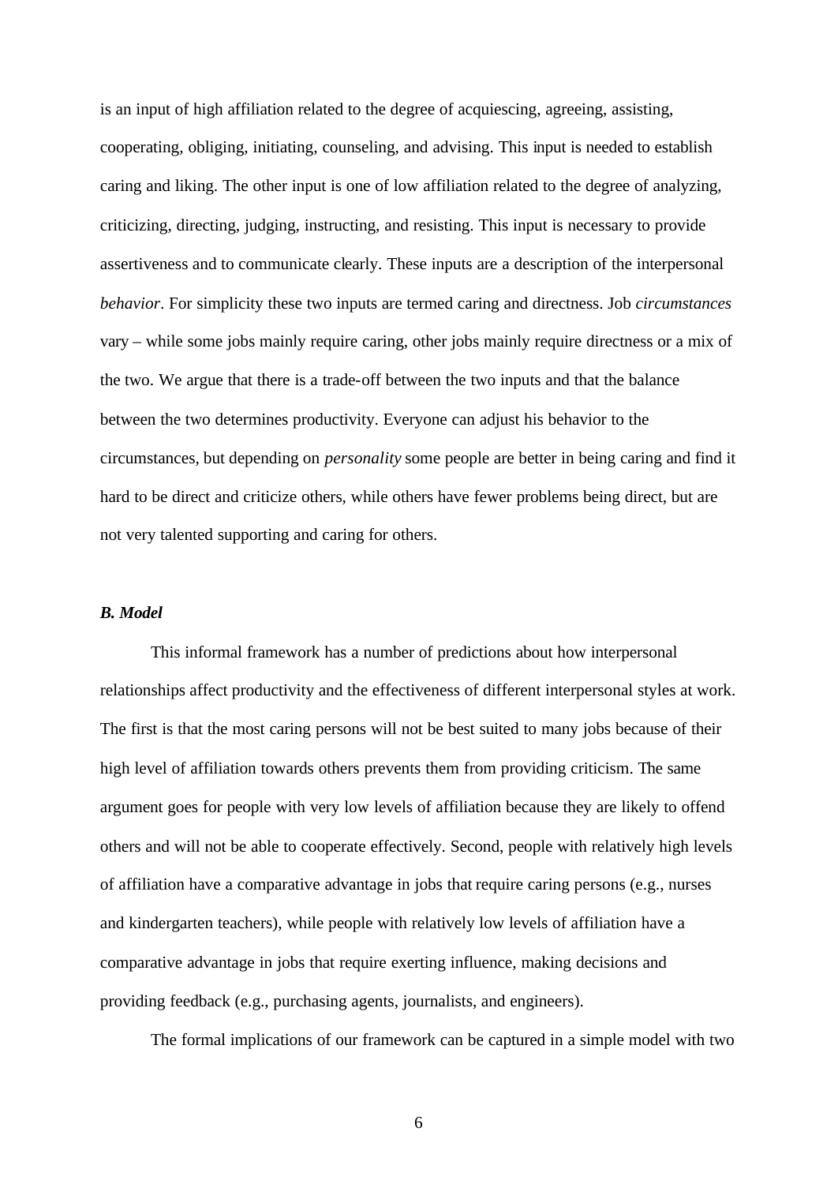is an input of high affiliation related to the degree of acquiescing, agreeing, assisting, cooperating, obliging, initiating, counseling, and advising. This input is needed to establish caring and liking. The other input is one of low affiliation related to the degree of analyzing, criticizing, directing, judging, instructing, and resisting. This input is necessary to provide assertiveness and to communicate clearly. These inputs are a description of the interpersonal *behavior*. For simplicity these two inputs are termed caring and directness. Job *circumstances* vary – while some jobs mainly require caring, other jobs mainly require directness or a mix of the two. We argue that there is a trade-off between the two inputs and that the balance between the two determines productivity. Everyone can adjust his behavior to the circumstances, but depending on *personality* some people are better in being caring and find it hard to be direct and criticize others, while others have fewer problems being direct, but are not very talented supporting and caring for others.

### *B. Model*

This informal framework has a number of predictions about how interpersonal relationships affect productivity and the effectiveness of different interpersonal styles at work. The first is that the most caring persons will not be best suited to many jobs because of their high level of affiliation towards others prevents them from providing criticism. The same argument goes for people with very low levels of affiliation because they are likely to offend others and will not be able to cooperate effectively. Second, people with relatively high levels of affiliation have a comparative advantage in jobs that require caring persons (e.g., nurses and kindergarten teachers), while people with relatively low levels of affiliation have a comparative advantage in jobs that require exerting influence, making decisions and providing feedback (e.g., purchasing agents, journalists, and engineers).

The formal implications of our framework can be captured in a simple model with two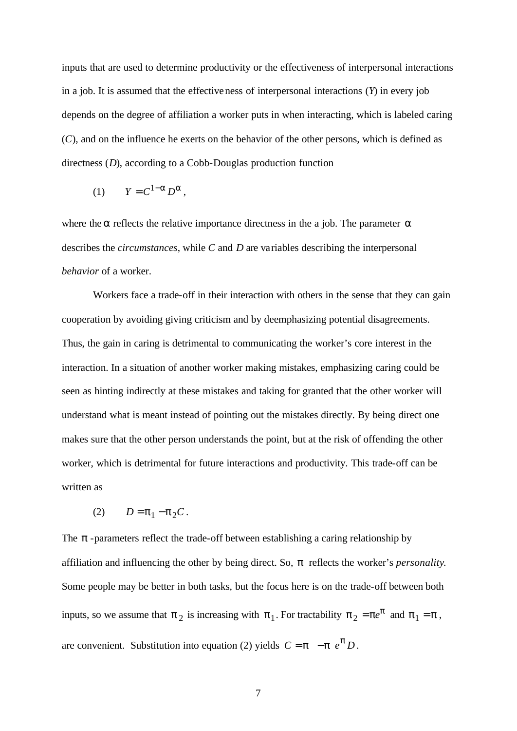inputs that are used to determine productivity or the effectiveness of interpersonal interactions in a job. It is assumed that the effectiveness of interpersonal interactions ($Y$) in every job depends on the degree of affiliation a worker puts in when interacting, which is labeled caring ($C$), and on the influence he exerts on the behavior of the other persons, which is defined as directness ($D$), according to a Cobb-Douglas production function

$$(1) \qquad Y = C^{1-\alpha} D^{\alpha},$$

where the $\alpha$ reflects the relative importance directness in the a job. The parameter $\alpha$ describes the *circumstances*, while $C$ and $D$ are variables describing the interpersonal *behavior* of a worker.

Workers face a trade-off in their interaction with others in the sense that they can gain cooperation by avoiding giving criticism and by deemphasizing potential disagreements. Thus, the gain in caring is detrimental to communicating the worker's core interest in the interaction. In a situation of another worker making mistakes, emphasizing caring could be seen as hinting indirectly at these mistakes and taking for granted that the other worker will understand what is meant instead of pointing out the mistakes directly. By being direct one makes sure that the other person understands the point, but at the risk of offending the other worker, which is detrimental for future interactions and productivity. This trade-off can be written as

$$(2) \qquad D = \pi_1 - \pi_2 C.$$

The $\pi$ -parameters reflect the trade-off between establishing a caring relationship by affiliation and influencing the other by being direct. So, $\pi$ reflects the worker's *personality*. Some people may be better in both tasks, but the focus here is on the trade-off between both inputs, so we assume that $\pi_2$ is increasing with $\pi_1$. For tractability $\pi_2 = \pi e^{\pi}$ and $\pi_1 = \pi$, are convenient. Substitution into equation (2) yields $C = \pi - \pi e^{\pi} D$.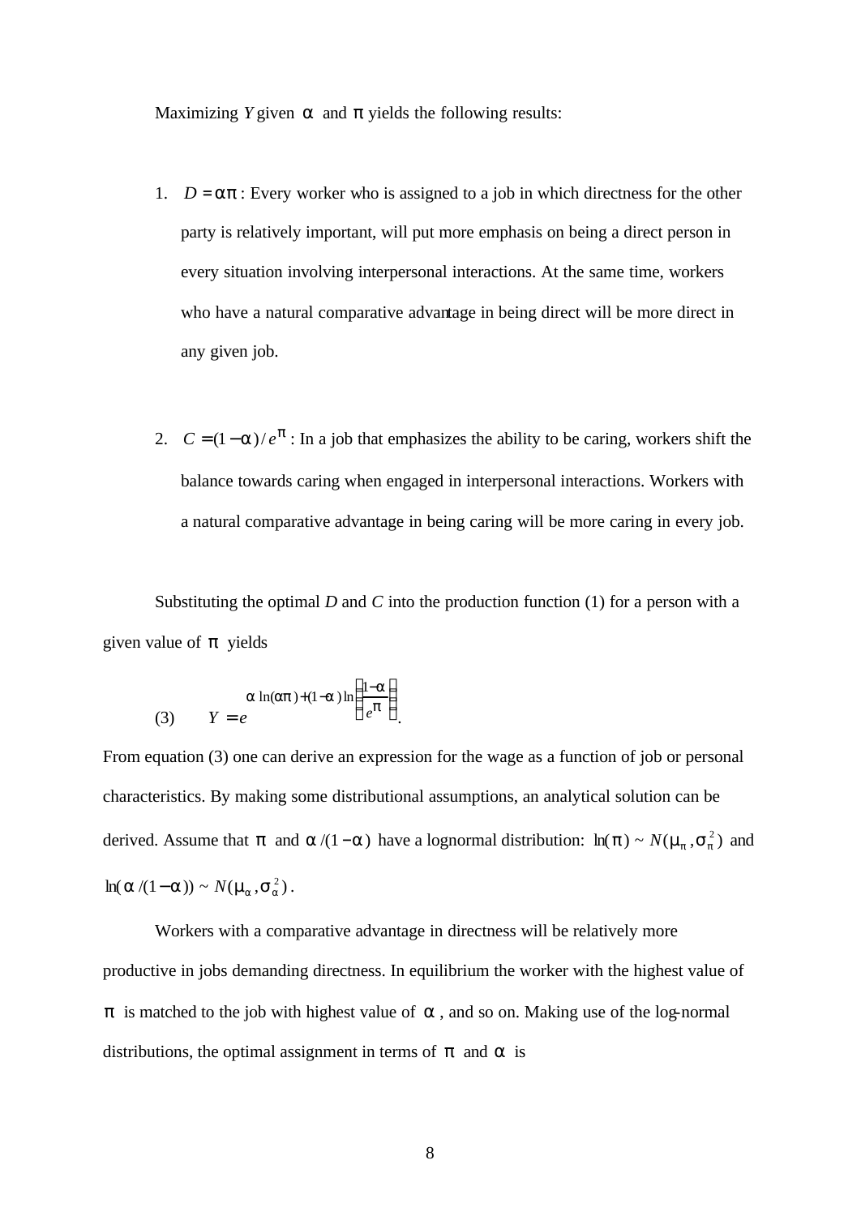Maximizing $Y$ given $\alpha$ and $\pi$ yields the following results:

1. $D = \alpha\pi$ : Every worker who is assigned to a job in which directness for the other party is relatively important, will put more emphasis on being a direct person in every situation involving interpersonal interactions. At the same time, workers who have a natural comparative advantage in being direct will be more direct in any given job.

2. $C = (1-\alpha)/e^{\pi}$ : In a job that emphasizes the ability to be caring, workers shift the balance towards caring when engaged in interpersonal interactions. Workers with a natural comparative advantage in being caring will be more caring in every job.

Substituting the optimal $D$ and $C$ into the production function (1) for a person with a given value of $\pi$ yields

$$(3) \qquad Y = e^{\alpha \ln(\alpha\pi) + (1-\alpha)\ln\left(\frac{1-\alpha}{e^{\pi}}\right)}.$$

From equation (3) one can derive an expression for the wage as a function of job or personal characteristics. By making some distributional assumptions, an analytical solution can be derived. Assume that $\pi$ and $\alpha/(1-\alpha)$ have a lognormal distribution: $\ln(\pi) \sim N(\mu_{\pi}, \sigma_{\pi}^{2})$ and $\ln(\alpha/(1-\alpha)) \sim N(\mu_{\alpha}, \sigma_{\alpha}^{2})$.

Workers with a comparative advantage in directness will be relatively more productive in jobs demanding directness. In equilibrium the worker with the highest value of $\pi$ is matched to the job with highest value of $\alpha$, and so on. Making use of the log-normal distributions, the optimal assignment in terms of $\pi$ and $\alpha$ is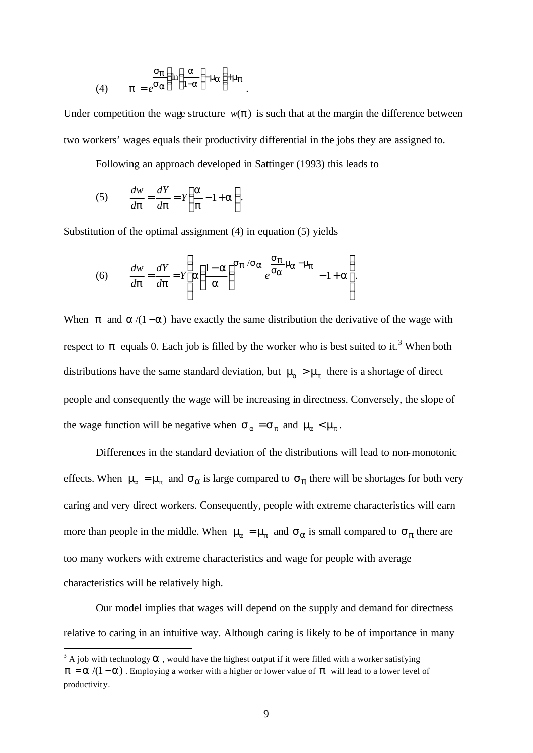$$(4) \qquad \pi = e^{\frac{\sigma_\pi}{\sigma_\alpha}\left(\ln\left(\frac{\alpha}{1-\alpha}\right)-\mu_\alpha\right)+\mu_\pi}.$$

Under competition the wage structure $w(\pi)$ is such that at the margin the difference between two workers' wages equals their productivity differential in the jobs they are assigned to.

Following an approach developed in Sattinger (1993) this leads to

$$(5) \qquad \frac{dw}{d\pi} = \frac{dY}{d\pi} = Y\left(\frac{\alpha}{\pi} - 1 + \alpha\right).$$

Substitution of the optimal assignment (4) in equation (5) yields

$$(6) \qquad \frac{dw}{d\pi} = \frac{dY}{d\pi} = Y\left(\alpha\left(\frac{1-\alpha}{\alpha}\right)^{\sigma_\pi/\sigma_\alpha} e^{\frac{\sigma_\pi}{\sigma_\alpha}\mu_\alpha - \mu_\pi} - 1 + \alpha\right).$$

When $\pi$ and $\alpha/(1-\alpha)$ have exactly the same distribution the derivative of the wage with respect to $\pi$ equals 0. Each job is filled by the worker who is best suited to it.[3] When both distributions have the same standard deviation, but $\mu_\alpha > \mu_\pi$ there is a shortage of direct people and consequently the wage will be increasing in directness. Conversely, the slope of the wage function will be negative when $\sigma_\alpha = \sigma_\pi$ and $\mu_\alpha < \mu_\pi$.

Differences in the standard deviation of the distributions will lead to non-monotonic effects. When $\mu_\alpha = \mu_\pi$ and $\sigma_\alpha$ is large compared to $\sigma_\pi$ there will be shortages for both very caring and very direct workers. Consequently, people with extreme characteristics will earn more than people in the middle. When $\mu_\alpha = \mu_\pi$ and $\sigma_\alpha$ is small compared to $\sigma_\pi$ there are too many workers with extreme characteristics and wage for people with average characteristics will be relatively high.

Our model implies that wages will depend on the supply and demand for directness relative to caring in an intuitive way. Although caring is likely to be of importance in many

---

[3] A job with technology $\alpha$, would have the highest output if it were filled with a worker satisfying $\pi = \alpha/(1-\alpha)$. Employing a worker with a higher or lower value of $\pi$ will lead to a lower level of productivity.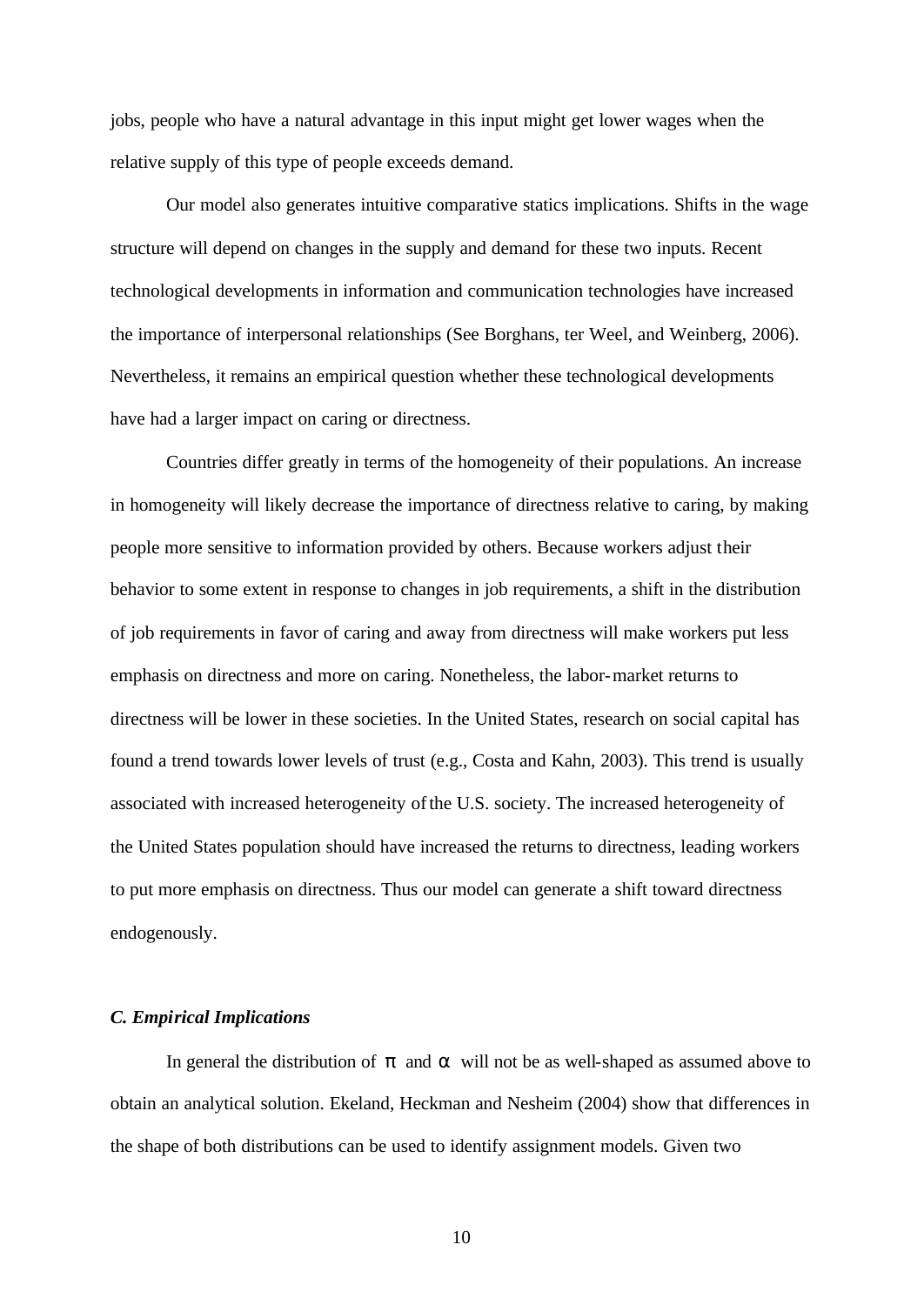jobs, people who have a natural advantage in this input might get lower wages when the relative supply of this type of people exceeds demand.

Our model also generates intuitive comparative statics implications. Shifts in the wage structure will depend on changes in the supply and demand for these two inputs. Recent technological developments in information and communication technologies have increased the importance of interpersonal relationships (See Borghans, ter Weel, and Weinberg, 2006). Nevertheless, it remains an empirical question whether these technological developments have had a larger impact on caring or directness.

Countries differ greatly in terms of the homogeneity of their populations. An increase in homogeneity will likely decrease the importance of directness relative to caring, by making people more sensitive to information provided by others. Because workers adjust their behavior to some extent in response to changes in job requirements, a shift in the distribution of job requirements in favor of caring and away from directness will make workers put less emphasis on directness and more on caring. Nonetheless, the labor-market returns to directness will be lower in these societies. In the United States, research on social capital has found a trend towards lower levels of trust (e.g., Costa and Kahn, 2003). This trend is usually associated with increased heterogeneity of the U.S. society. The increased heterogeneity of the United States population should have increased the returns to directness, leading workers to put more emphasis on directness. Thus our model can generate a shift toward directness endogenously.

### *C. Empirical Implications*

In general the distribution of $\pi$ and $\alpha$ will not be as well-shaped as assumed above to obtain an analytical solution. Ekeland, Heckman and Nesheim (2004) show that differences in the shape of both distributions can be used to identify assignment models. Given two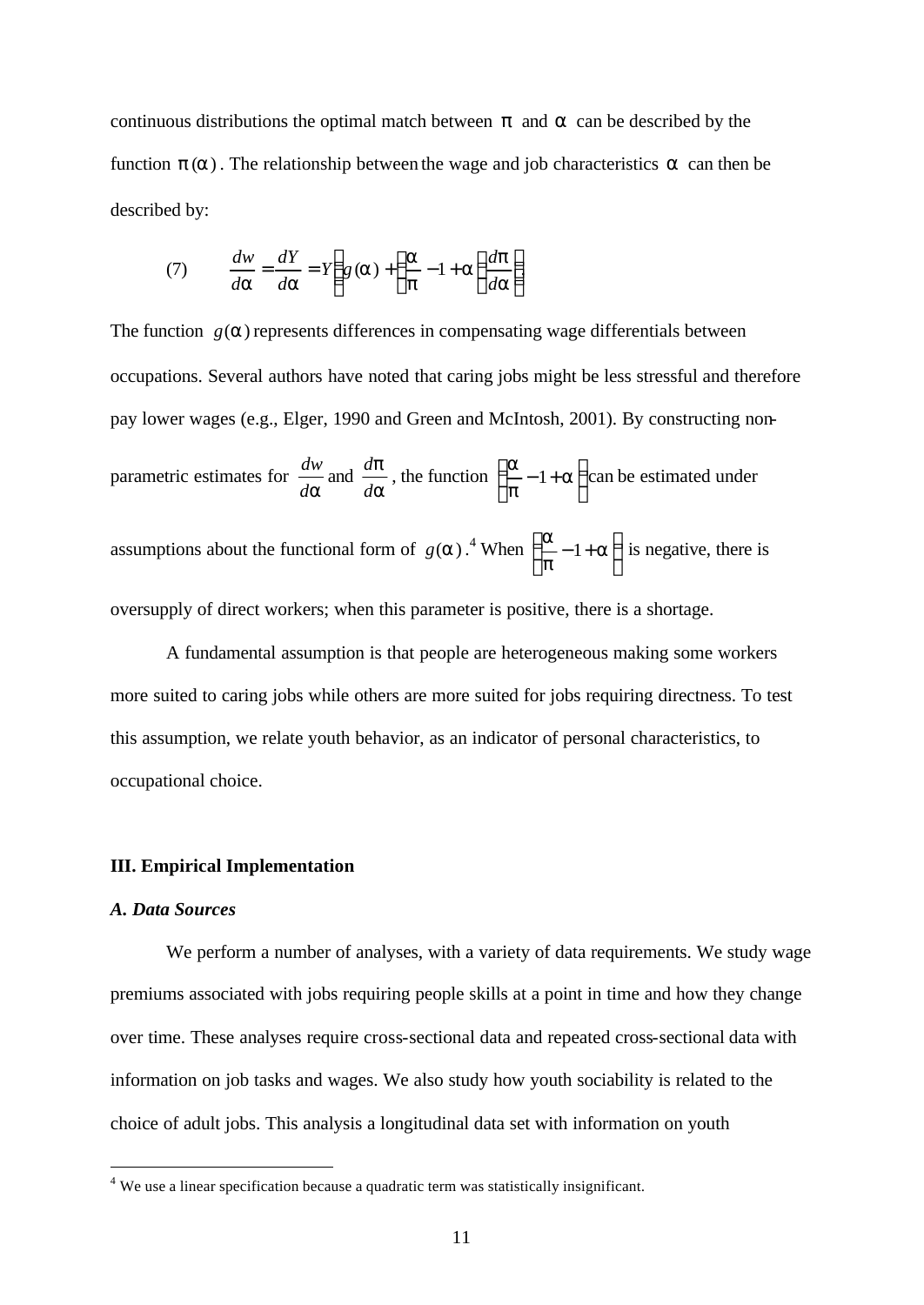continuous distributions the optimal match between $\pi$ and $\alpha$ can be described by the function $\pi(\alpha)$. The relationship between the wage and job characteristics $\alpha$ can then be described by:

$$(7) \qquad \frac{dw}{d\alpha} = \frac{dY}{d\alpha} = Y\left[g(\alpha) + \left(\frac{\alpha}{\pi} - 1 + \alpha\right)\frac{d\pi}{d\alpha}\right]$$

The function $g(\alpha)$ represents differences in compensating wage differentials between occupations. Several authors have noted that caring jobs might be less stressful and therefore pay lower wages (e.g., Elger, 1990 and Green and McIntosh, 2001). By constructing non-parametric estimates for $\frac{dw}{d\alpha}$ and $\frac{d\pi}{d\alpha}$, the function $\left(\frac{\alpha}{\pi} - 1 + \alpha\right)$ can be estimated under assumptions about the functional form of $g(\alpha)$.[4] When $\left(\frac{\alpha}{\pi} - 1 + \alpha\right)$ is negative, there is oversupply of direct workers; when this parameter is positive, there is a shortage.

A fundamental assumption is that people are heterogeneous making some workers more suited to caring jobs while others are more suited for jobs requiring directness. To test this assumption, we relate youth behavior, as an indicator of personal characteristics, to occupational choice.

## III. Empirical Implementation

### *A. Data Sources*

We perform a number of analyses, with a variety of data requirements. We study wage premiums associated with jobs requiring people skills at a point in time and how they change over time. These analyses require cross-sectional data and repeated cross-sectional data with information on job tasks and wages. We also study how youth sociability is related to the choice of adult jobs. This analysis a longitudinal data set with information on youth

[4] We use a linear specification because a quadratic term was statistically insignificant.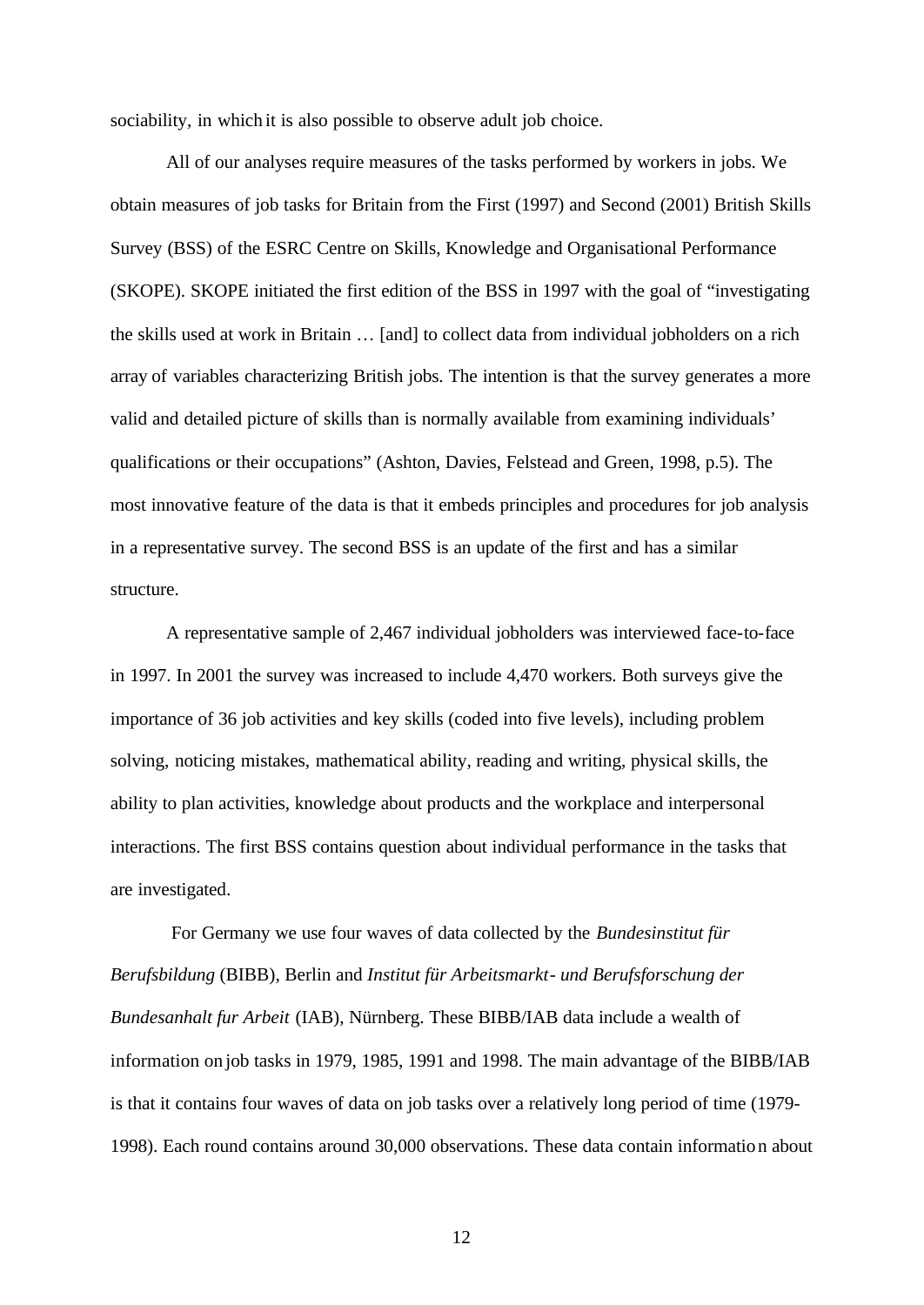sociability, in which it is also possible to observe adult job choice.

All of our analyses require measures of the tasks performed by workers in jobs. We obtain measures of job tasks for Britain from the First (1997) and Second (2001) British Skills Survey (BSS) of the ESRC Centre on Skills, Knowledge and Organisational Performance (SKOPE). SKOPE initiated the first edition of the BSS in 1997 with the goal of "investigating the skills used at work in Britain … [and] to collect data from individual jobholders on a rich array of variables characterizing British jobs. The intention is that the survey generates a more valid and detailed picture of skills than is normally available from examining individuals' qualifications or their occupations" (Ashton, Davies, Felstead and Green, 1998, p.5). The most innovative feature of the data is that it embeds principles and procedures for job analysis in a representative survey. The second BSS is an update of the first and has a similar structure.

A representative sample of 2,467 individual jobholders was interviewed face-to-face in 1997. In 2001 the survey was increased to include 4,470 workers. Both surveys give the importance of 36 job activities and key skills (coded into five levels), including problem solving, noticing mistakes, mathematical ability, reading and writing, physical skills, the ability to plan activities, knowledge about products and the workplace and interpersonal interactions. The first BSS contains question about individual performance in the tasks that are investigated.

For Germany we use four waves of data collected by the *Bundesinstitut für Berufsbildung* (BIBB), Berlin and *Institut für Arbeitsmarkt- und Berufsforschung der Bundesanhalt fur Arbeit* (IAB), Nürnberg. These BIBB/IAB data include a wealth of information on job tasks in 1979, 1985, 1991 and 1998. The main advantage of the BIBB/IAB is that it contains four waves of data on job tasks over a relatively long period of time (1979-1998). Each round contains around 30,000 observations. These data contain information about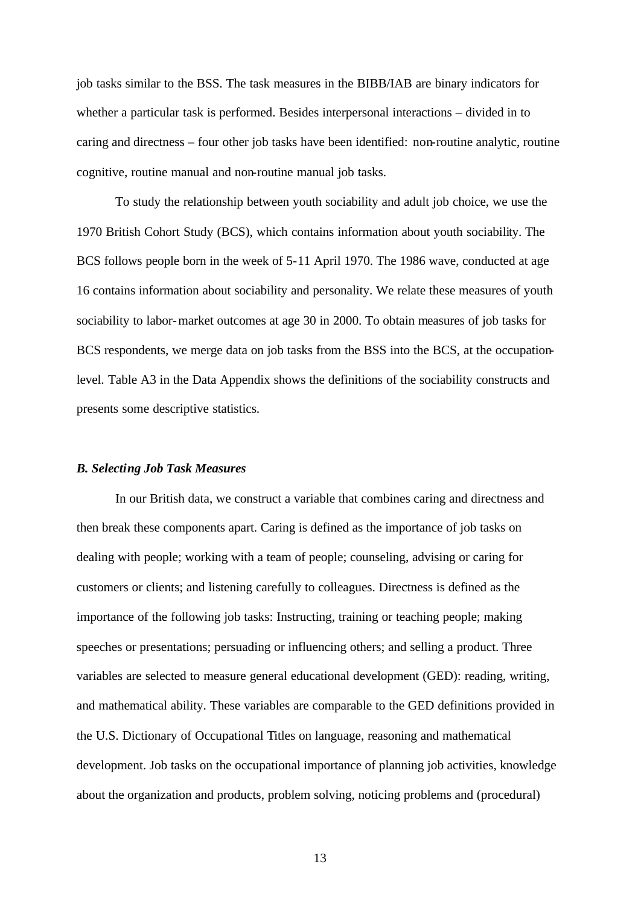job tasks similar to the BSS. The task measures in the BIBB/IAB are binary indicators for whether a particular task is performed. Besides interpersonal interactions – divided in to caring and directness – four other job tasks have been identified: non-routine analytic, routine cognitive, routine manual and non-routine manual job tasks.

To study the relationship between youth sociability and adult job choice, we use the 1970 British Cohort Study (BCS), which contains information about youth sociability. The BCS follows people born in the week of 5-11 April 1970. The 1986 wave, conducted at age 16 contains information about sociability and personality. We relate these measures of youth sociability to labor-market outcomes at age 30 in 2000. To obtain measures of job tasks for BCS respondents, we merge data on job tasks from the BSS into the BCS, at the occupation-level. Table A3 in the Data Appendix shows the definitions of the sociability constructs and presents some descriptive statistics.

### *B. Selecting Job Task Measures*

In our British data, we construct a variable that combines caring and directness and then break these components apart. Caring is defined as the importance of job tasks on dealing with people; working with a team of people; counseling, advising or caring for customers or clients; and listening carefully to colleagues. Directness is defined as the importance of the following job tasks: Instructing, training or teaching people; making speeches or presentations; persuading or influencing others; and selling a product. Three variables are selected to measure general educational development (GED): reading, writing, and mathematical ability. These variables are comparable to the GED definitions provided in the U.S. Dictionary of Occupational Titles on language, reasoning and mathematical development. Job tasks on the occupational importance of planning job activities, knowledge about the organization and products, problem solving, noticing problems and (procedural)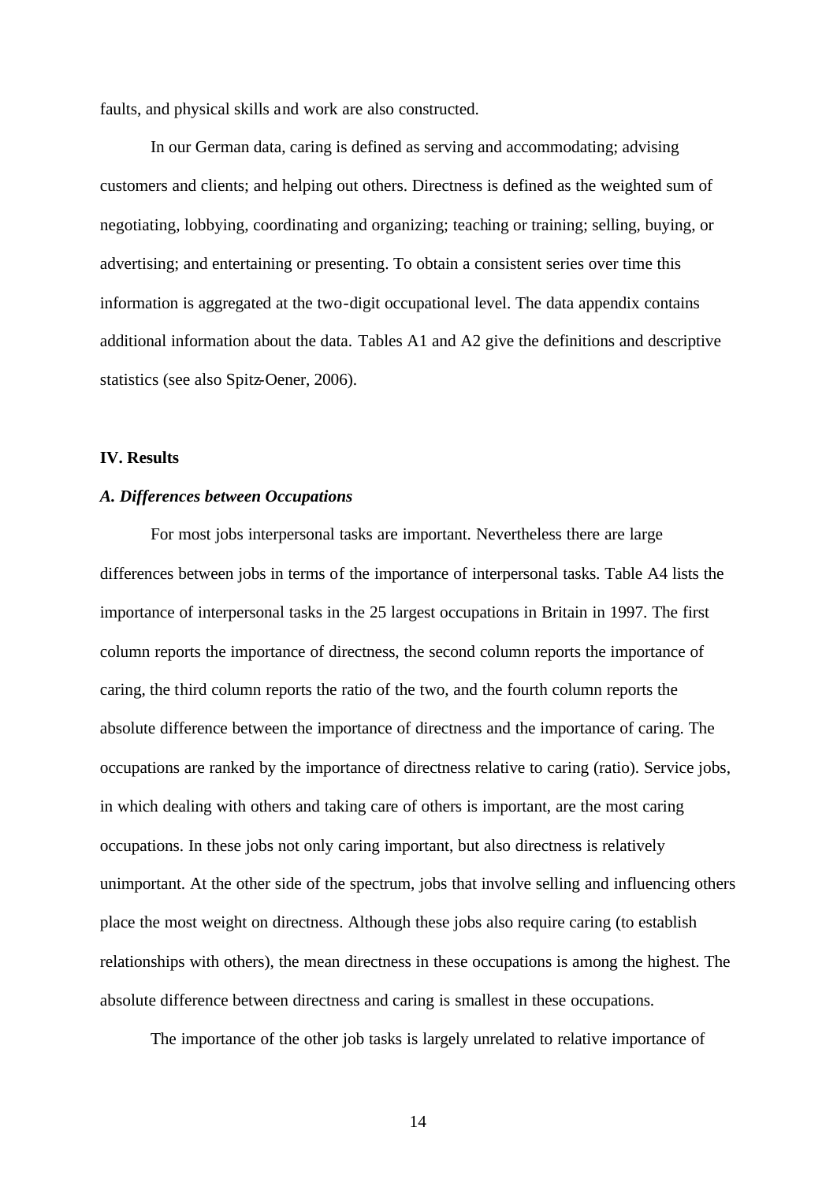faults, and physical skills and work are also constructed.

In our German data, caring is defined as serving and accommodating; advising customers and clients; and helping out others. Directness is defined as the weighted sum of negotiating, lobbying, coordinating and organizing; teaching or training; selling, buying, or advertising; and entertaining or presenting. To obtain a consistent series over time this information is aggregated at the two-digit occupational level. The data appendix contains additional information about the data. Tables A1 and A2 give the definitions and descriptive statistics (see also Spitz-Oener, 2006).

## IV. Results

### *A. Differences between Occupations*

For most jobs interpersonal tasks are important. Nevertheless there are large differences between jobs in terms of the importance of interpersonal tasks. Table A4 lists the importance of interpersonal tasks in the 25 largest occupations in Britain in 1997. The first column reports the importance of directness, the second column reports the importance of caring, the third column reports the ratio of the two, and the fourth column reports the absolute difference between the importance of directness and the importance of caring. The occupations are ranked by the importance of directness relative to caring (ratio). Service jobs, in which dealing with others and taking care of others is important, are the most caring occupations. In these jobs not only caring important, but also directness is relatively unimportant. At the other side of the spectrum, jobs that involve selling and influencing others place the most weight on directness. Although these jobs also require caring (to establish relationships with others), the mean directness in these occupations is among the highest. The absolute difference between directness and caring is smallest in these occupations.

The importance of the other job tasks is largely unrelated to relative importance of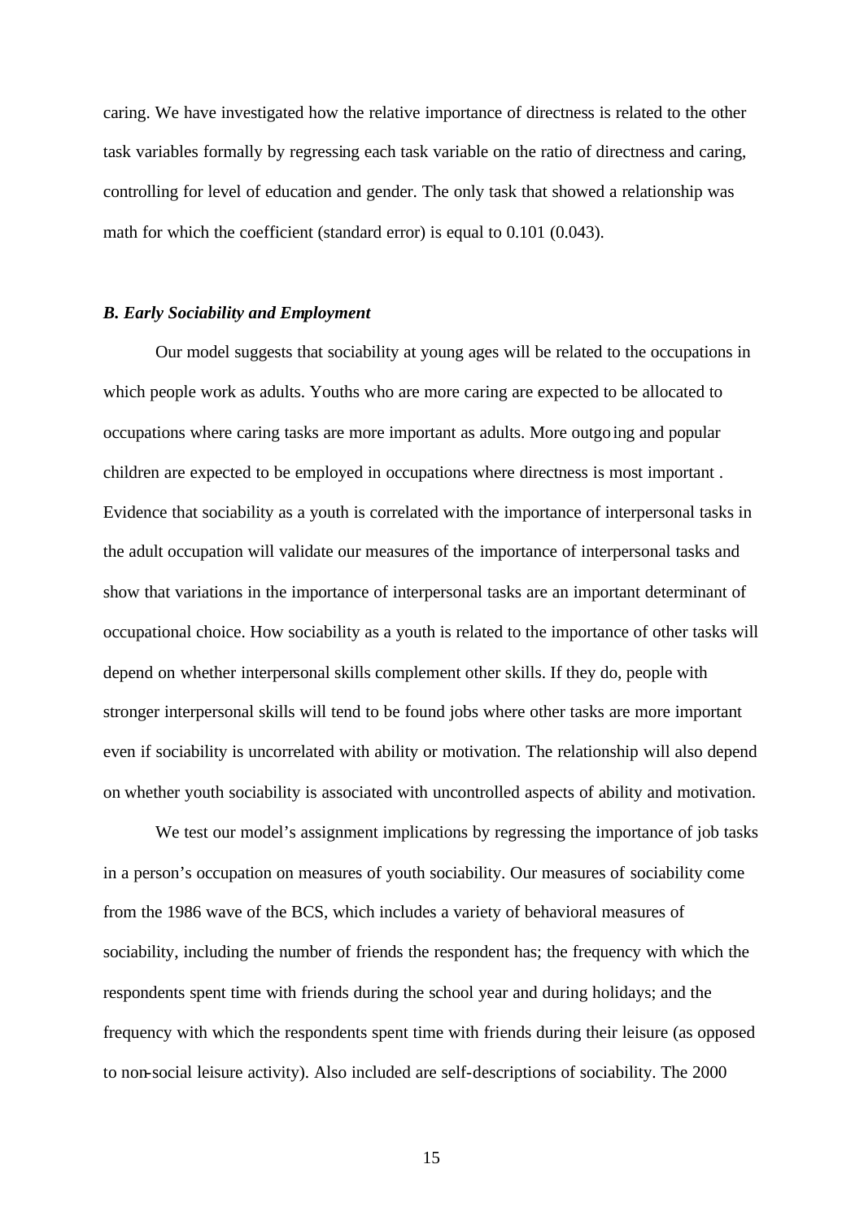caring. We have investigated how the relative importance of directness is related to the other task variables formally by regressing each task variable on the ratio of directness and caring, controlling for level of education and gender. The only task that showed a relationship was math for which the coefficient (standard error) is equal to 0.101 (0.043).

### *B. Early Sociability and Employment*

Our model suggests that sociability at young ages will be related to the occupations in which people work as adults. Youths who are more caring are expected to be allocated to occupations where caring tasks are more important as adults. More outgoing and popular children are expected to be employed in occupations where directness is most important . Evidence that sociability as a youth is correlated with the importance of interpersonal tasks in the adult occupation will validate our measures of the importance of interpersonal tasks and show that variations in the importance of interpersonal tasks are an important determinant of occupational choice. How sociability as a youth is related to the importance of other tasks will depend on whether interpersonal skills complement other skills. If they do, people with stronger interpersonal skills will tend to be found jobs where other tasks are more important even if sociability is uncorrelated with ability or motivation. The relationship will also depend on whether youth sociability is associated with uncontrolled aspects of ability and motivation.

We test our model's assignment implications by regressing the importance of job tasks in a person's occupation on measures of youth sociability. Our measures of sociability come from the 1986 wave of the BCS, which includes a variety of behavioral measures of sociability, including the number of friends the respondent has; the frequency with which the respondents spent time with friends during the school year and during holidays; and the frequency with which the respondents spent time with friends during their leisure (as opposed to non-social leisure activity). Also included are self-descriptions of sociability. The 2000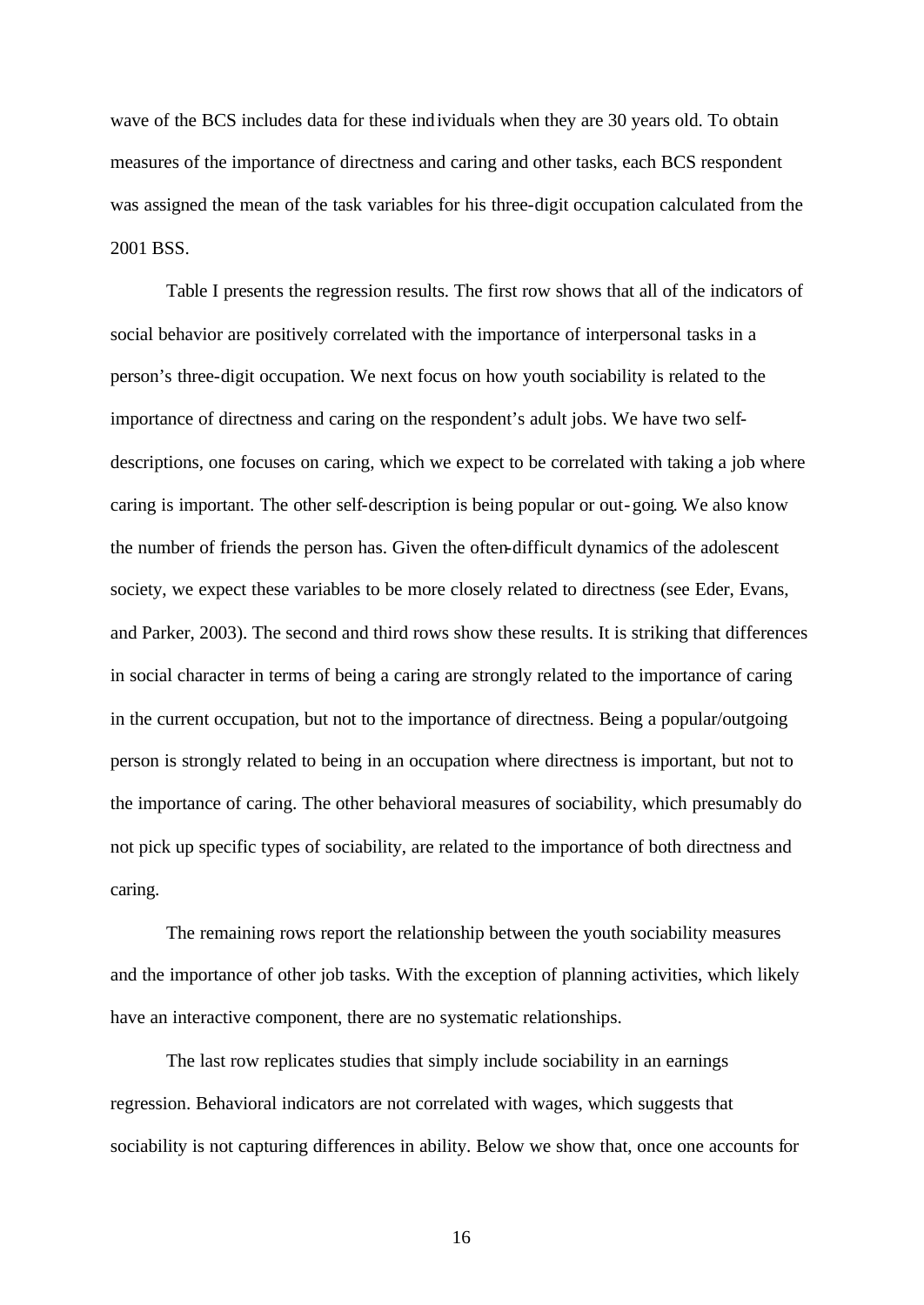wave of the BCS includes data for these individuals when they are 30 years old. To obtain measures of the importance of directness and caring and other tasks, each BCS respondent was assigned the mean of the task variables for his three-digit occupation calculated from the 2001 BSS.

Table I presents the regression results. The first row shows that all of the indicators of social behavior are positively correlated with the importance of interpersonal tasks in a person's three-digit occupation. We next focus on how youth sociability is related to the importance of directness and caring on the respondent's adult jobs. We have two self-descriptions, one focuses on caring, which we expect to be correlated with taking a job where caring is important. The other self-description is being popular or out-going. We also know the number of friends the person has. Given the often-difficult dynamics of the adolescent society, we expect these variables to be more closely related to directness (see Eder, Evans, and Parker, 2003). The second and third rows show these results. It is striking that differences in social character in terms of being a caring are strongly related to the importance of caring in the current occupation, but not to the importance of directness. Being a popular/outgoing person is strongly related to being in an occupation where directness is important, but not to the importance of caring. The other behavioral measures of sociability, which presumably do not pick up specific types of sociability, are related to the importance of both directness and caring.

The remaining rows report the relationship between the youth sociability measures and the importance of other job tasks. With the exception of planning activities, which likely have an interactive component, there are no systematic relationships.

The last row replicates studies that simply include sociability in an earnings regression. Behavioral indicators are not correlated with wages, which suggests that sociability is not capturing differences in ability. Below we show that, once one accounts for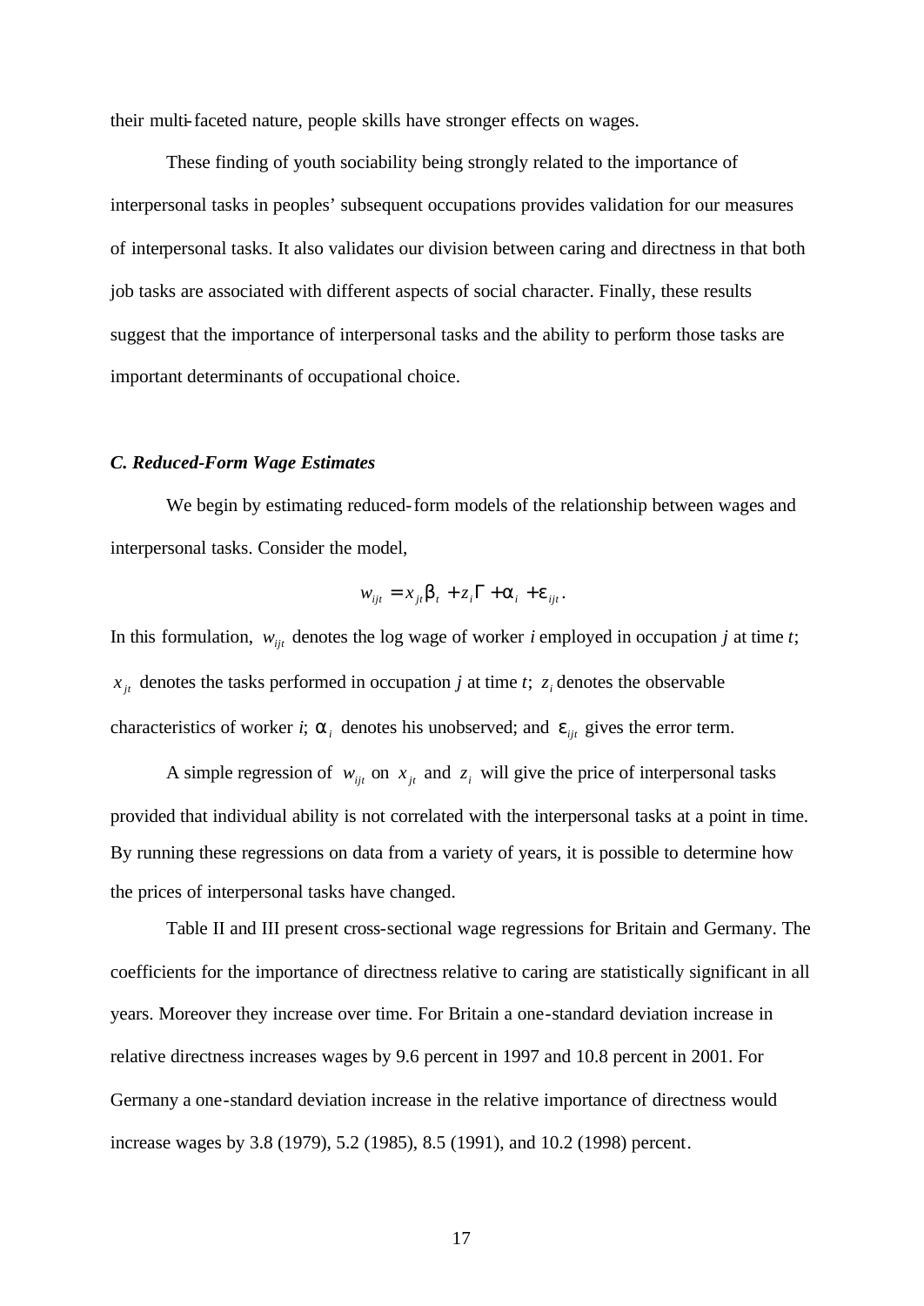their multi-faceted nature, people skills have stronger effects on wages.

These finding of youth sociability being strongly related to the importance of interpersonal tasks in peoples' subsequent occupations provides validation for our measures of interpersonal tasks. It also validates our division between caring and directness in that both job tasks are associated with different aspects of social character. Finally, these results suggest that the importance of interpersonal tasks and the ability to perform those tasks are important determinants of occupational choice.

### *C. Reduced-Form Wage Estimates*

We begin by estimating reduced-form models of the relationship between wages and interpersonal tasks. Consider the model,

$$w_{ijt} = x_{jt}\beta_t + z_i\Gamma + \alpha_i + \varepsilon_{ijt}.$$

In this formulation, $w_{ijt}$ denotes the log wage of worker *i* employed in occupation *j* at time *t*; $x_{jt}$ denotes the tasks performed in occupation *j* at time *t*; $z_i$ denotes the observable characteristics of worker *i*; $\alpha_i$ denotes his unobserved; and $\varepsilon_{ijt}$ gives the error term.

A simple regression of $w_{ijt}$ on $x_{jt}$ and $z_i$ will give the price of interpersonal tasks provided that individual ability is not correlated with the interpersonal tasks at a point in time. By running these regressions on data from a variety of years, it is possible to determine how the prices of interpersonal tasks have changed.

Table II and III present cross-sectional wage regressions for Britain and Germany. The coefficients for the importance of directness relative to caring are statistically significant in all years. Moreover they increase over time. For Britain a one-standard deviation increase in relative directness increases wages by 9.6 percent in 1997 and 10.8 percent in 2001. For Germany a one-standard deviation increase in the relative importance of directness would increase wages by 3.8 (1979), 5.2 (1985), 8.5 (1991), and 10.2 (1998) percent.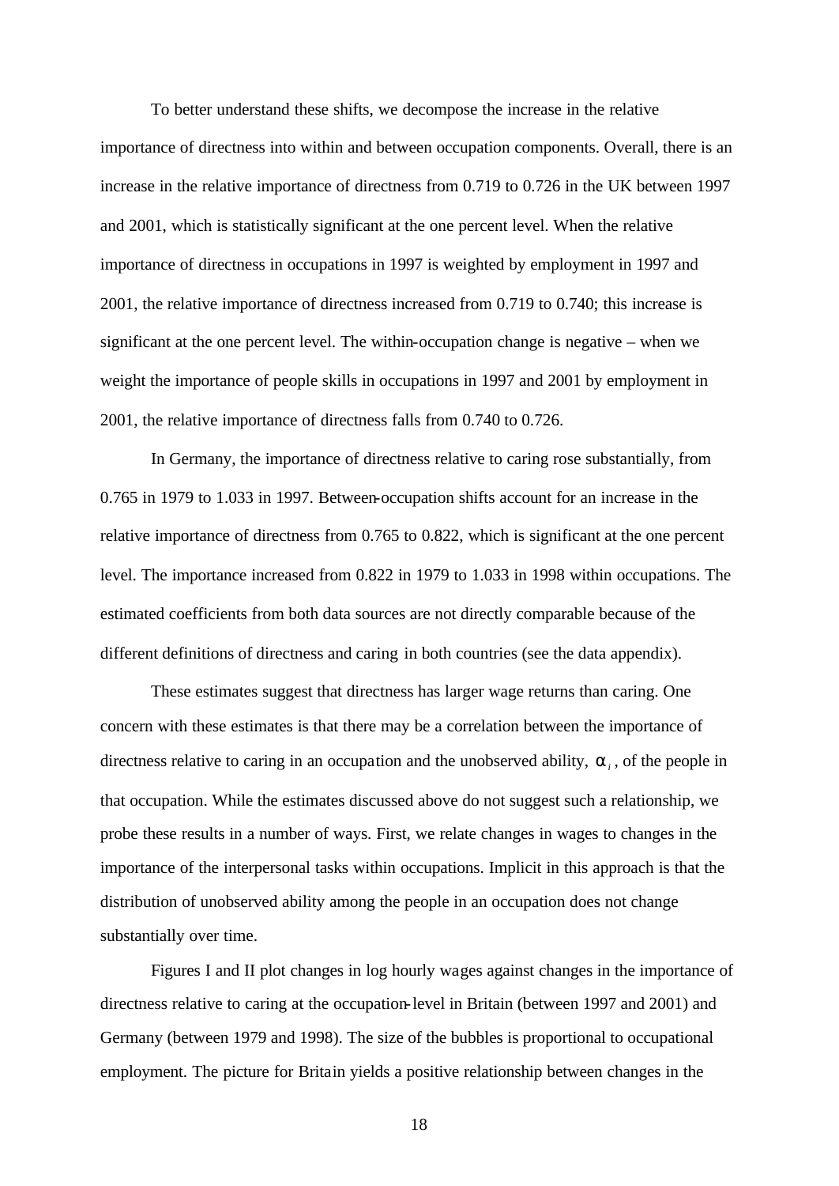To better understand these shifts, we decompose the increase in the relative importance of directness into within and between occupation components. Overall, there is an increase in the relative importance of directness from 0.719 to 0.726 in the UK between 1997 and 2001, which is statistically significant at the one percent level. When the relative importance of directness in occupations in 1997 is weighted by employment in 1997 and 2001, the relative importance of directness increased from 0.719 to 0.740; this increase is significant at the one percent level. The within-occupation change is negative – when we weight the importance of people skills in occupations in 1997 and 2001 by employment in 2001, the relative importance of directness falls from 0.740 to 0.726.

In Germany, the importance of directness relative to caring rose substantially, from 0.765 in 1979 to 1.033 in 1997. Between-occupation shifts account for an increase in the relative importance of directness from 0.765 to 0.822, which is significant at the one percent level. The importance increased from 0.822 in 1979 to 1.033 in 1998 within occupations. The estimated coefficients from both data sources are not directly comparable because of the different definitions of directness and caring in both countries (see the data appendix).

These estimates suggest that directness has larger wage returns than caring. One concern with these estimates is that there may be a correlation between the importance of directness relative to caring in an occupation and the unobserved ability, $\alpha_i$, of the people in that occupation. While the estimates discussed above do not suggest such a relationship, we probe these results in a number of ways. First, we relate changes in wages to changes in the importance of the interpersonal tasks within occupations. Implicit in this approach is that the distribution of unobserved ability among the people in an occupation does not change substantially over time.

Figures I and II plot changes in log hourly wages against changes in the importance of directness relative to caring at the occupation-level in Britain (between 1997 and 2001) and Germany (between 1979 and 1998). The size of the bubbles is proportional to occupational employment. The picture for Britain yields a positive relationship between changes in the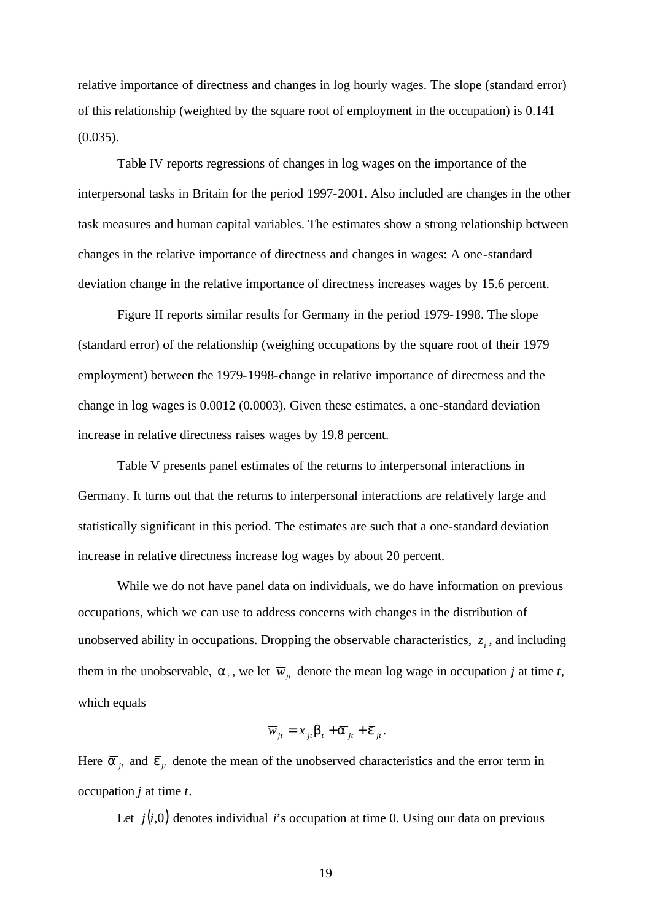relative importance of directness and changes in log hourly wages. The slope (standard error) of this relationship (weighted by the square root of employment in the occupation) is 0.141 (0.035).

Table IV reports regressions of changes in log wages on the importance of the interpersonal tasks in Britain for the period 1997-2001. Also included are changes in the other task measures and human capital variables. The estimates show a strong relationship between changes in the relative importance of directness and changes in wages: A one-standard deviation change in the relative importance of directness increases wages by 15.6 percent.

Figure II reports similar results for Germany in the period 1979-1998. The slope (standard error) of the relationship (weighing occupations by the square root of their 1979 employment) between the 1979-1998-change in relative importance of directness and the change in log wages is 0.0012 (0.0003). Given these estimates, a one-standard deviation increase in relative directness raises wages by 19.8 percent.

Table V presents panel estimates of the returns to interpersonal interactions in Germany. It turns out that the returns to interpersonal interactions are relatively large and statistically significant in this period. The estimates are such that a one-standard deviation increase in relative directness increase log wages by about 20 percent.

While we do not have panel data on individuals, we do have information on previous occupations, which we can use to address concerns with changes in the distribution of unobserved ability in occupations. Dropping the observable characteristics, $z_i$, and including them in the unobservable, $\alpha_i$, we let $\overline{w}_{jt}$ denote the mean log wage in occupation *j* at time *t*, which equals

$$\overline{w}_{jt} = x_{jt}\beta_t + \overline{\alpha}_{jt} + \overline{\varepsilon}_{jt}.$$

Here $\overline{\alpha}_{jt}$ and $\overline{\varepsilon}_{jt}$ denote the mean of the unobserved characteristics and the error term in occupation *j* at time *t*.

Let $j(i,0)$ denotes individual *i*'s occupation at time 0. Using our data on previous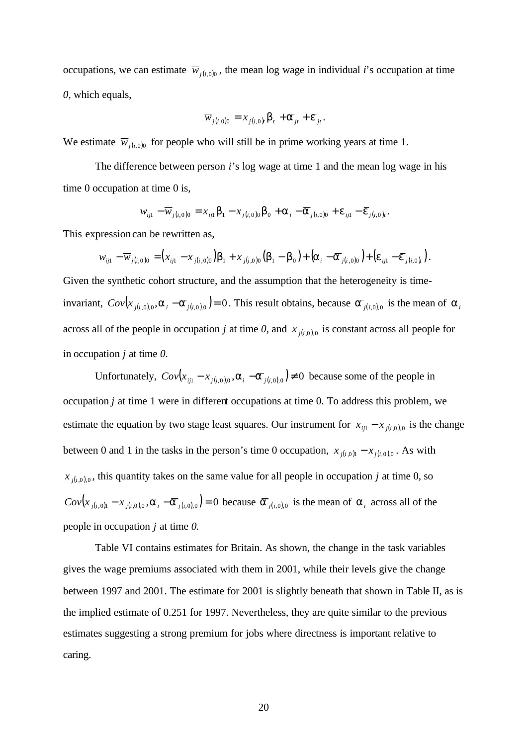occupations, we can estimate $\overline{w}_{j(i,0)0}$, the mean log wage in individual *i*'s occupation at time *0*, which equals,

$$\overline{w}_{j(i,0)0} = x_{j(i,0)t}\beta_t + \overline{\alpha}_{jt} + \overline{\varepsilon}_{jt}.$$

We estimate $\overline{w}_{j(i,0)0}$ for people who will still be in prime working years at time 1.

The difference between person *i*'s log wage at time 1 and the mean log wage in his time 0 occupation at time 0 is,

$$w_{ij1} - \overline{w}_{j(i,0)0} = x_{ij1}\beta_1 - x_{j(i,0)0}\beta_0 + \alpha_i - \overline{\alpha}_{j(i,0)0} + \varepsilon_{ij1} - \overline{\varepsilon}_{j(i,0)t}.$$

This expression can be rewritten as,

$$w_{ij1} - \overline{w}_{j(i,0)0} = \left(x_{ij1} - x_{j(i,0)0}\right)\beta_1 + x_{j(i,0)0}\left(\beta_1 - \beta_0\right) + \left(\alpha_i - \overline{\alpha}_{j(i,0)0}\right) + \left(\varepsilon_{ij1} - \overline{\varepsilon}_{j(i,0)t}\right).$$

Given the synthetic cohort structure, and the assumption that the heterogeneity is time-invariant, $Cov\left(x_{j(i,0),0}, \alpha_i - \overline{\alpha}_{j(i,0),0}\right) = 0$. This result obtains, because $\overline{\alpha}_{j(i,0),0}$ is the mean of $\alpha_i$ across all of the people in occupation *j* at time *0*, and $x_{j(i,0),0}$ is constant across all people for in occupation *j* at time *0*.

Unfortunately, $Cov\left(x_{ij1} - x_{j(i,0),0}, \alpha_i - \overline{\alpha}_{j(i,0),0}\right) \neq 0$ because some of the people in occupation *j* at time 1 were in different occupations at time 0. To address this problem, we estimate the equation by two stage least squares. Our instrument for $x_{ij1} - x_{j(i,0),0}$ is the change between 0 and 1 in the tasks in the person's time 0 occupation, $x_{j(i,0)1} - x_{j(i,0),0}$. As with $x_{j(i,0),0}$, this quantity takes on the same value for all people in occupation *j* at time 0, so $Cov\left(x_{j(i,0)1} - x_{j(i,0),0}, \alpha_i - \overline{\alpha}_{j(i,0),0}\right) = 0$ because $\overline{\alpha}_{j(i,0),0}$ is the mean of $\alpha_i$ across all of the people in occupation *j* at time *0*.

Table VI contains estimates for Britain. As shown, the change in the task variables gives the wage premiums associated with them in 2001, while their levels give the change between 1997 and 2001. The estimate for 2001 is slightly beneath that shown in Table II, as is the implied estimate of 0.251 for 1997. Nevertheless, they are quite similar to the previous estimates suggesting a strong premium for jobs where directness is important relative to caring.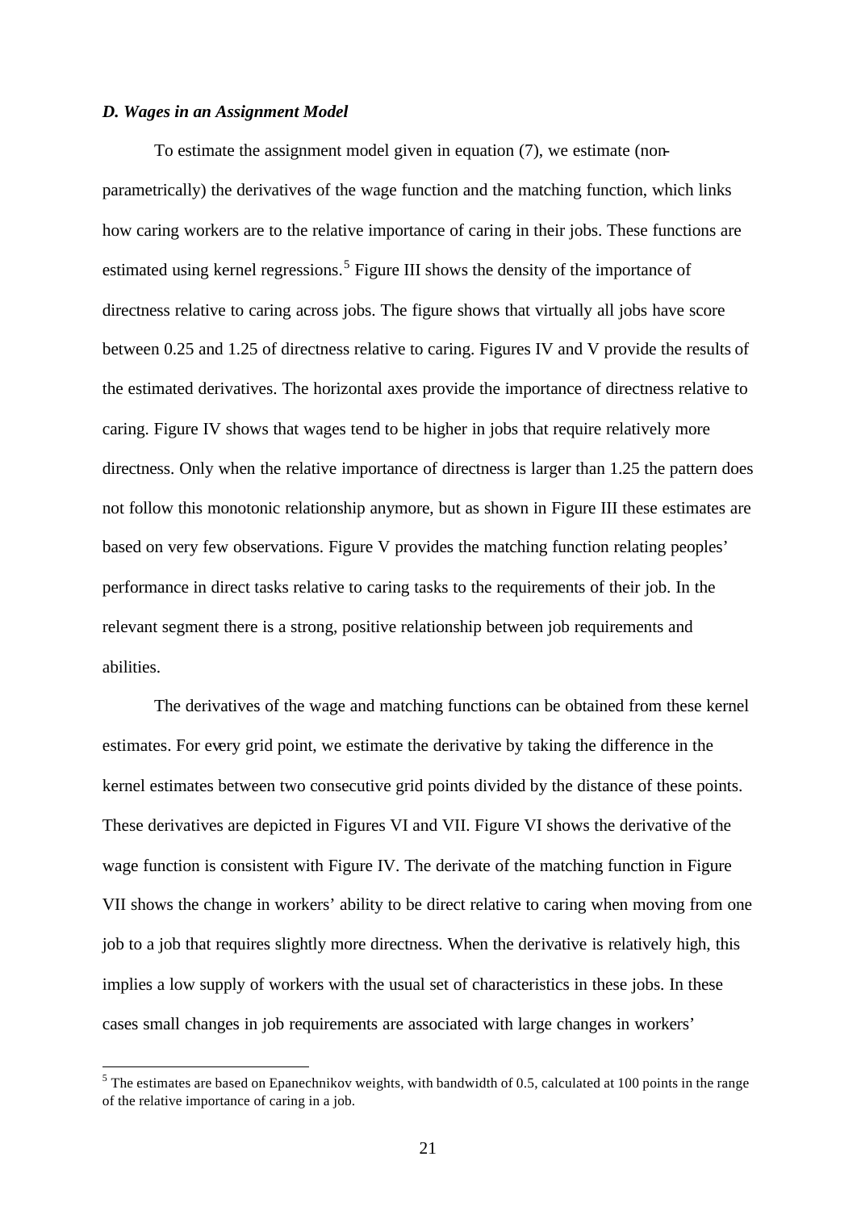### *D. Wages in an Assignment Model*

To estimate the assignment model given in equation (7), we estimate (non-parametrically) the derivatives of the wage function and the matching function, which links how caring workers are to the relative importance of caring in their jobs. These functions are estimated using kernel regressions.[5] Figure III shows the density of the importance of directness relative to caring across jobs. The figure shows that virtually all jobs have score between 0.25 and 1.25 of directness relative to caring. Figures IV and V provide the results of the estimated derivatives. The horizontal axes provide the importance of directness relative to caring. Figure IV shows that wages tend to be higher in jobs that require relatively more directness. Only when the relative importance of directness is larger than 1.25 the pattern does not follow this monotonic relationship anymore, but as shown in Figure III these estimates are based on very few observations. Figure V provides the matching function relating peoples' performance in direct tasks relative to caring tasks to the requirements of their job. In the relevant segment there is a strong, positive relationship between job requirements and abilities.

The derivatives of the wage and matching functions can be obtained from these kernel estimates. For every grid point, we estimate the derivative by taking the difference in the kernel estimates between two consecutive grid points divided by the distance of these points. These derivatives are depicted in Figures VI and VII. Figure VI shows the derivative of the wage function is consistent with Figure IV. The derivate of the matching function in Figure VII shows the change in workers' ability to be direct relative to caring when moving from one job to a job that requires slightly more directness. When the derivative is relatively high, this implies a low supply of workers with the usual set of characteristics in these jobs. In these cases small changes in job requirements are associated with large changes in workers'

[5] The estimates are based on Epanechnikov weights, with bandwidth of 0.5, calculated at 100 points in the range of the relative importance of caring in a job.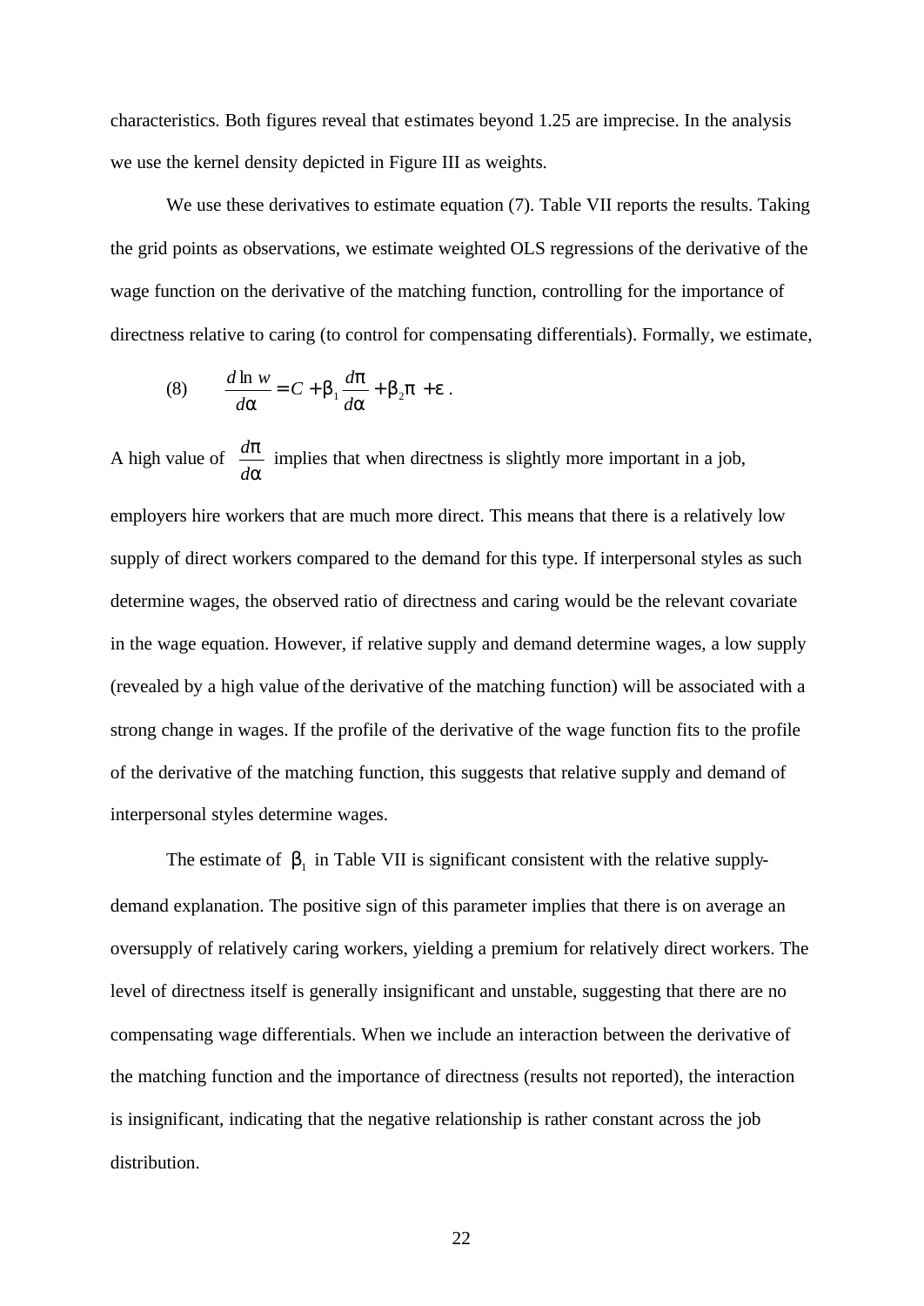characteristics. Both figures reveal that estimates beyond 1.25 are imprecise. In the analysis we use the kernel density depicted in Figure III as weights.

We use these derivatives to estimate equation (7). Table VII reports the results. Taking the grid points as observations, we estimate weighted OLS regressions of the derivative of the wage function on the derivative of the matching function, controlling for the importance of directness relative to caring (to control for compensating differentials). Formally, we estimate,

$$\text{(8)} \qquad \frac{d \ln w}{d\alpha} = C + \beta_1 \frac{d\pi}{d\alpha} + \beta_2 \pi + \varepsilon .$$

A high value of $\frac{d\pi}{d\alpha}$ implies that when directness is slightly more important in a job, employers hire workers that are much more direct. This means that there is a relatively low supply of direct workers compared to the demand for this type. If interpersonal styles as such determine wages, the observed ratio of directness and caring would be the relevant covariate in the wage equation. However, if relative supply and demand determine wages, a low supply (revealed by a high value of the derivative of the matching function) will be associated with a strong change in wages. If the profile of the derivative of the wage function fits to the profile of the derivative of the matching function, this suggests that relative supply and demand of interpersonal styles determine wages.

The estimate of $\beta_1$ in Table VII is significant consistent with the relative supply-demand explanation. The positive sign of this parameter implies that there is on average an oversupply of relatively caring workers, yielding a premium for relatively direct workers. The level of directness itself is generally insignificant and unstable, suggesting that there are no compensating wage differentials. When we include an interaction between the derivative of the matching function and the importance of directness (results not reported), the interaction is insignificant, indicating that the negative relationship is rather constant across the job distribution.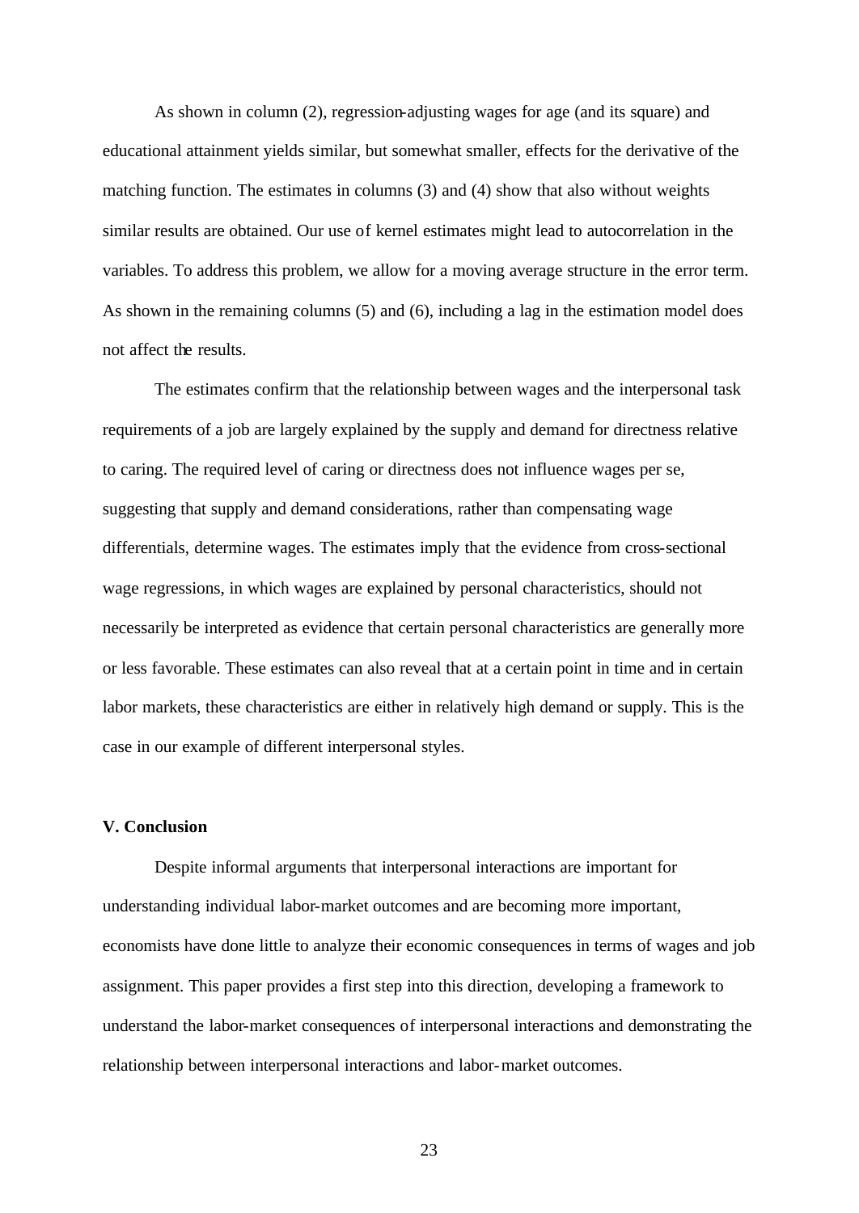As shown in column (2), regression-adjusting wages for age (and its square) and educational attainment yields similar, but somewhat smaller, effects for the derivative of the matching function. The estimates in columns (3) and (4) show that also without weights similar results are obtained. Our use of kernel estimates might lead to autocorrelation in the variables. To address this problem, we allow for a moving average structure in the error term. As shown in the remaining columns (5) and (6), including a lag in the estimation model does not affect the results.

The estimates confirm that the relationship between wages and the interpersonal task requirements of a job are largely explained by the supply and demand for directness relative to caring. The required level of caring or directness does not influence wages per se, suggesting that supply and demand considerations, rather than compensating wage differentials, determine wages. The estimates imply that the evidence from cross-sectional wage regressions, in which wages are explained by personal characteristics, should not necessarily be interpreted as evidence that certain personal characteristics are generally more or less favorable. These estimates can also reveal that at a certain point in time and in certain labor markets, these characteristics are either in relatively high demand or supply. This is the case in our example of different interpersonal styles.

## V. Conclusion

Despite informal arguments that interpersonal interactions are important for understanding individual labor-market outcomes and are becoming more important, economists have done little to analyze their economic consequences in terms of wages and job assignment. This paper provides a first step into this direction, developing a framework to understand the labor-market consequences of interpersonal interactions and demonstrating the relationship between interpersonal interactions and labor-market outcomes.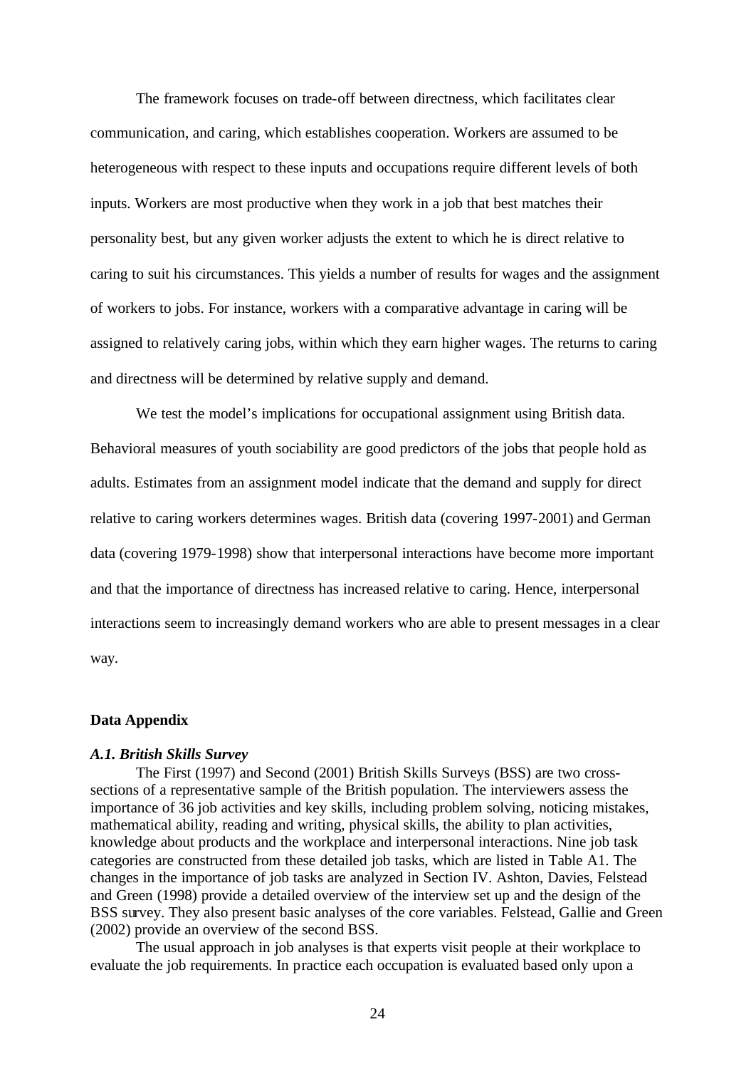The framework focuses on trade-off between directness, which facilitates clear communication, and caring, which establishes cooperation. Workers are assumed to be heterogeneous with respect to these inputs and occupations require different levels of both inputs. Workers are most productive when they work in a job that best matches their personality best, but any given worker adjusts the extent to which he is direct relative to caring to suit his circumstances. This yields a number of results for wages and the assignment of workers to jobs. For instance, workers with a comparative advantage in caring will be assigned to relatively caring jobs, within which they earn higher wages. The returns to caring and directness will be determined by relative supply and demand.

We test the model's implications for occupational assignment using British data. Behavioral measures of youth sociability are good predictors of the jobs that people hold as adults. Estimates from an assignment model indicate that the demand and supply for direct relative to caring workers determines wages. British data (covering 1997-2001) and German data (covering 1979-1998) show that interpersonal interactions have become more important and that the importance of directness has increased relative to caring. Hence, interpersonal interactions seem to increasingly demand workers who are able to present messages in a clear way.

## Data Appendix

### *A.1. British Skills Survey*

The First (1997) and Second (2001) British Skills Surveys (BSS) are two cross-sections of a representative sample of the British population. The interviewers assess the importance of 36 job activities and key skills, including problem solving, noticing mistakes, mathematical ability, reading and writing, physical skills, the ability to plan activities, knowledge about products and the workplace and interpersonal interactions. Nine job task categories are constructed from these detailed job tasks, which are listed in Table A1. The changes in the importance of job tasks are analyzed in Section IV. Ashton, Davies, Felstead and Green (1998) provide a detailed overview of the interview set up and the design of the BSS survey. They also present basic analyses of the core variables. Felstead, Gallie and Green (2002) provide an overview of the second BSS.

The usual approach in job analyses is that experts visit people at their workplace to evaluate the job requirements. In practice each occupation is evaluated based only upon a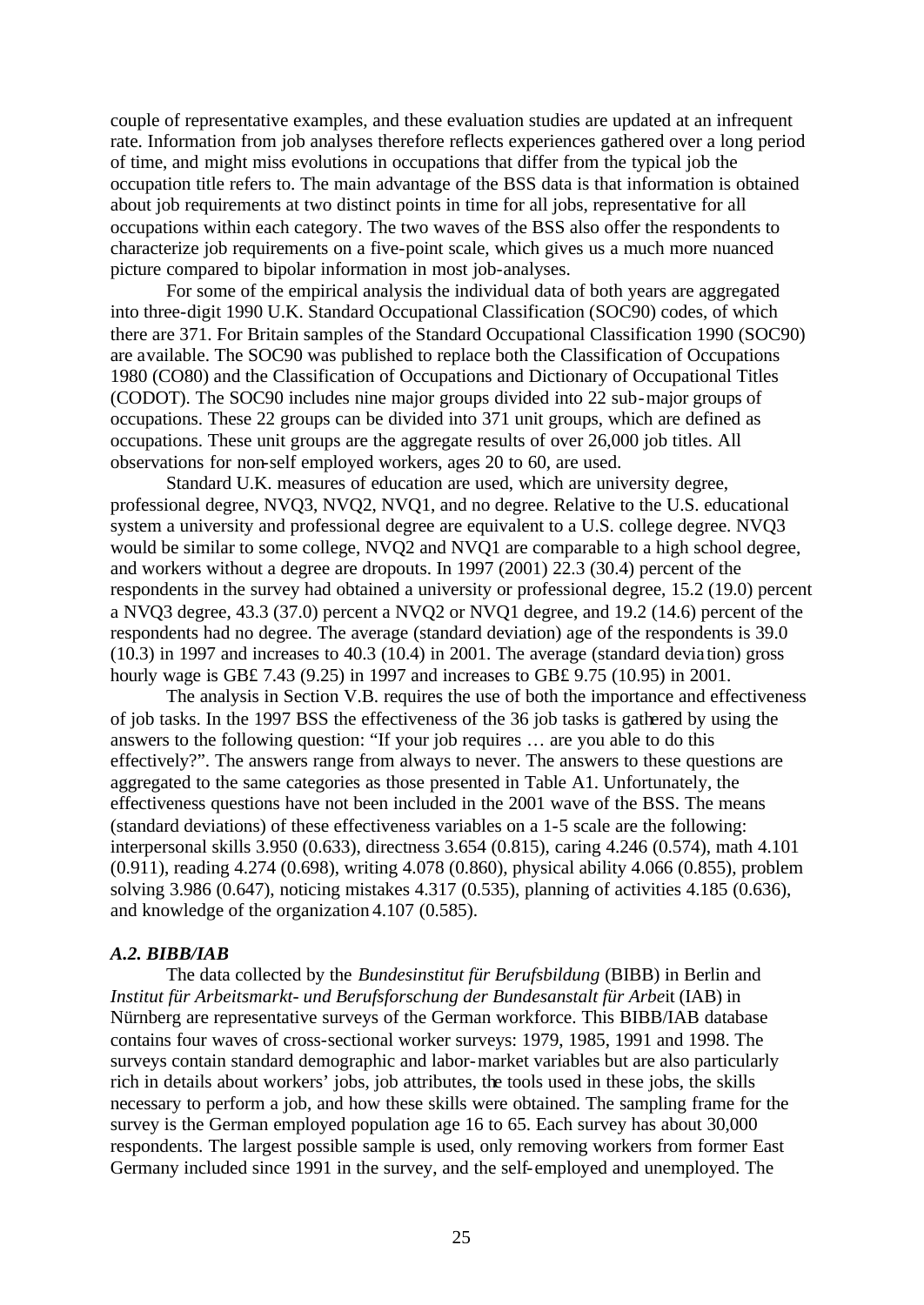couple of representative examples, and these evaluation studies are updated at an infrequent rate. Information from job analyses therefore reflects experiences gathered over a long period of time, and might miss evolutions in occupations that differ from the typical job the occupation title refers to. The main advantage of the BSS data is that information is obtained about job requirements at two distinct points in time for all jobs, representative for all occupations within each category. The two waves of the BSS also offer the respondents to characterize job requirements on a five-point scale, which gives us a much more nuanced picture compared to bipolar information in most job-analyses.

For some of the empirical analysis the individual data of both years are aggregated into three-digit 1990 U.K. Standard Occupational Classification (SOC90) codes, of which there are 371. For Britain samples of the Standard Occupational Classification 1990 (SOC90) are available. The SOC90 was published to replace both the Classification of Occupations 1980 (CO80) and the Classification of Occupations and Dictionary of Occupational Titles (CODOT). The SOC90 includes nine major groups divided into 22 sub-major groups of occupations. These 22 groups can be divided into 371 unit groups, which are defined as occupations. These unit groups are the aggregate results of over 26,000 job titles. All observations for non-self employed workers, ages 20 to 60, are used.

Standard U.K. measures of education are used, which are university degree, professional degree, NVQ3, NVQ2, NVQ1, and no degree. Relative to the U.S. educational system a university and professional degree are equivalent to a U.S. college degree. NVQ3 would be similar to some college, NVQ2 and NVQ1 are comparable to a high school degree, and workers without a degree are dropouts. In 1997 (2001) 22.3 (30.4) percent of the respondents in the survey had obtained a university or professional degree, 15.2 (19.0) percent a NVQ3 degree, 43.3 (37.0) percent a NVQ2 or NVQ1 degree, and 19.2 (14.6) percent of the respondents had no degree. The average (standard deviation) age of the respondents is 39.0 (10.3) in 1997 and increases to 40.3 (10.4) in 2001. The average (standard deviation) gross hourly wage is GB£ 7.43 (9.25) in 1997 and increases to GB£ 9.75 (10.95) in 2001.

The analysis in Section V.B. requires the use of both the importance and effectiveness of job tasks. In the 1997 BSS the effectiveness of the 36 job tasks is gathered by using the answers to the following question: "If your job requires … are you able to do this effectively?". The answers range from always to never. The answers to these questions are aggregated to the same categories as those presented in Table A1. Unfortunately, the effectiveness questions have not been included in the 2001 wave of the BSS. The means (standard deviations) of these effectiveness variables on a 1-5 scale are the following: interpersonal skills 3.950 (0.633), directness 3.654 (0.815), caring 4.246 (0.574), math 4.101 (0.911), reading 4.274 (0.698), writing 4.078 (0.860), physical ability 4.066 (0.855), problem solving 3.986 (0.647), noticing mistakes 4.317 (0.535), planning of activities 4.185 (0.636), and knowledge of the organization 4.107 (0.585).

### *A.2. BIBB/IAB*

The data collected by the *Bundesinstitut für Berufsbildung* (BIBB) in Berlin and *Institut für Arbeitsmarkt- und Berufsforschung der Bundesanstalt für Arbeit* (IAB) in Nürnberg are representative surveys of the German workforce. This BIBB/IAB database contains four waves of cross-sectional worker surveys: 1979, 1985, 1991 and 1998. The surveys contain standard demographic and labor-market variables but are also particularly rich in details about workers' jobs, job attributes, the tools used in these jobs, the skills necessary to perform a job, and how these skills were obtained. The sampling frame for the survey is the German employed population age 16 to 65. Each survey has about 30,000 respondents. The largest possible sample is used, only removing workers from former East Germany included since 1991 in the survey, and the self-employed and unemployed. The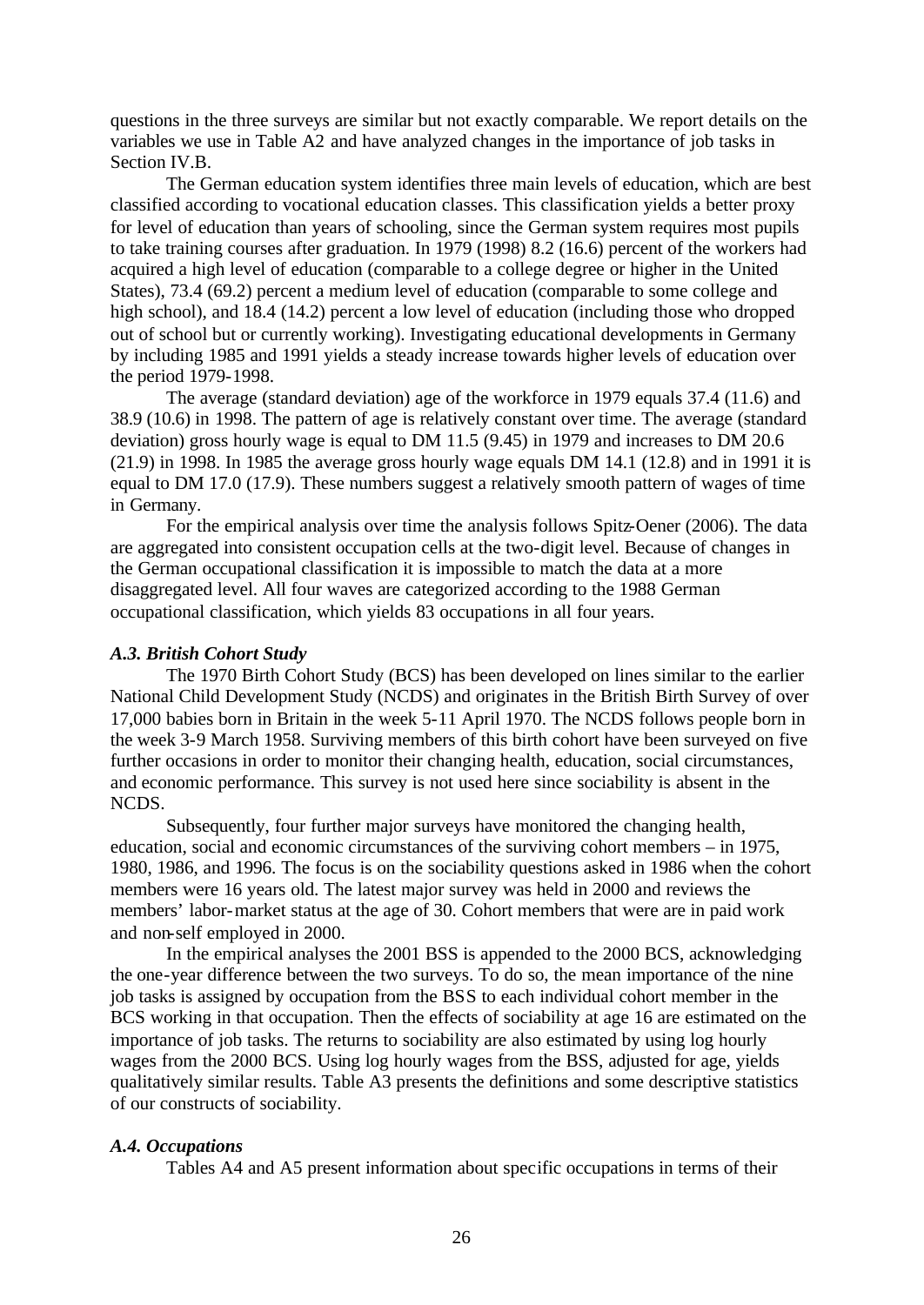questions in the three surveys are similar but not exactly comparable. We report details on the variables we use in Table A2 and have analyzed changes in the importance of job tasks in Section IV.B.

The German education system identifies three main levels of education, which are best classified according to vocational education classes. This classification yields a better proxy for level of education than years of schooling, since the German system requires most pupils to take training courses after graduation. In 1979 (1998) 8.2 (16.6) percent of the workers had acquired a high level of education (comparable to a college degree or higher in the United States), 73.4 (69.2) percent a medium level of education (comparable to some college and high school), and 18.4 (14.2) percent a low level of education (including those who dropped out of school but or currently working). Investigating educational developments in Germany by including 1985 and 1991 yields a steady increase towards higher levels of education over the period 1979-1998.

The average (standard deviation) age of the workforce in 1979 equals 37.4 (11.6) and 38.9 (10.6) in 1998. The pattern of age is relatively constant over time. The average (standard deviation) gross hourly wage is equal to DM 11.5 (9.45) in 1979 and increases to DM 20.6 (21.9) in 1998. In 1985 the average gross hourly wage equals DM 14.1 (12.8) and in 1991 it is equal to DM 17.0 (17.9). These numbers suggest a relatively smooth pattern of wages of time in Germany.

For the empirical analysis over time the analysis follows Spitz-Oener (2006). The data are aggregated into consistent occupation cells at the two-digit level. Because of changes in the German occupational classification it is impossible to match the data at a more disaggregated level. All four waves are categorized according to the 1988 German occupational classification, which yields 83 occupations in all four years.

### *A.3. British Cohort Study*

The 1970 Birth Cohort Study (BCS) has been developed on lines similar to the earlier National Child Development Study (NCDS) and originates in the British Birth Survey of over 17,000 babies born in Britain in the week 5-11 April 1970. The NCDS follows people born in the week 3-9 March 1958. Surviving members of this birth cohort have been surveyed on five further occasions in order to monitor their changing health, education, social circumstances, and economic performance. This survey is not used here since sociability is absent in the NCDS.

Subsequently, four further major surveys have monitored the changing health, education, social and economic circumstances of the surviving cohort members – in 1975, 1980, 1986, and 1996. The focus is on the sociability questions asked in 1986 when the cohort members were 16 years old. The latest major survey was held in 2000 and reviews the members' labor-market status at the age of 30. Cohort members that were are in paid work and non-self employed in 2000.

In the empirical analyses the 2001 BSS is appended to the 2000 BCS, acknowledging the one-year difference between the two surveys. To do so, the mean importance of the nine job tasks is assigned by occupation from the BSS to each individual cohort member in the BCS working in that occupation. Then the effects of sociability at age 16 are estimated on the importance of job tasks. The returns to sociability are also estimated by using log hourly wages from the 2000 BCS. Using log hourly wages from the BSS, adjusted for age, yields qualitatively similar results. Table A3 presents the definitions and some descriptive statistics of our constructs of sociability.

### *A.4. Occupations*

Tables A4 and A5 present information about specific occupations in terms of their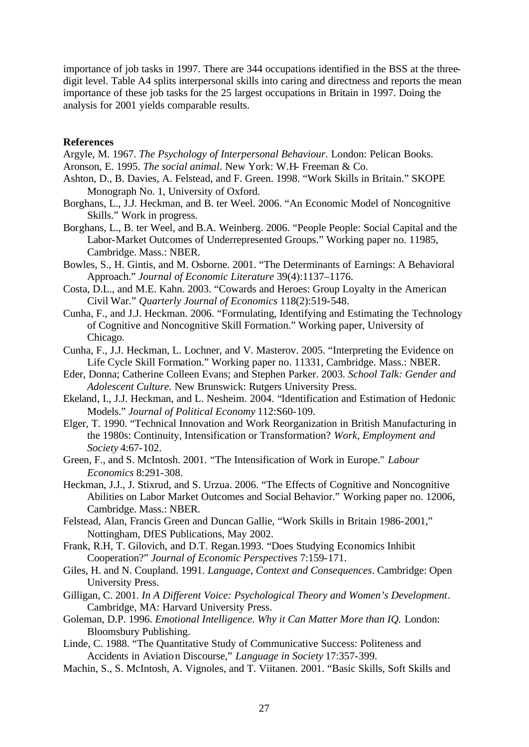importance of job tasks in 1997. There are 344 occupations identified in the BSS at the three-digit level. Table A4 splits interpersonal skills into caring and directness and reports the mean importance of these job tasks for the 25 largest occupations in Britain in 1997. Doing the analysis for 2001 yields comparable results.

**References**

Argyle, M. 1967. *The Psychology of Interpersonal Behaviour*. London: Pelican Books.

Aronson, E. 1995. *The social animal*. New York: W.H- Freeman & Co.

Ashton, D., B. Davies, A. Felstead, and F. Green. 1998. "Work Skills in Britain." SKOPE Monograph No. 1, University of Oxford.

Borghans, L., J.J. Heckman, and B. ter Weel. 2006. "An Economic Model of Noncognitive Skills." Work in progress.

Borghans, L., B. ter Weel, and B.A. Weinberg. 2006. "People People: Social Capital and the Labor-Market Outcomes of Underrepresented Groups." Working paper no. 11985, Cambridge. Mass.: NBER.

Bowles, S., H. Gintis, and M. Osborne. 2001. "The Determinants of Earnings: A Behavioral Approach." *Journal of Economic Literature* 39(4):1137–1176.

Costa, D.L., and M.E. Kahn. 2003. "Cowards and Heroes: Group Loyalty in the American Civil War." *Quarterly Journal of Economics* 118(2):519-548.

Cunha, F., and J.J. Heckman. 2006. "Formulating, Identifying and Estimating the Technology of Cognitive and Noncognitive Skill Formation." Working paper, University of Chicago.

Cunha, F., J.J. Heckman, L. Lochner, and V. Masterov. 2005. "Interpreting the Evidence on Life Cycle Skill Formation." Working paper no. 11331, Cambridge. Mass.: NBER.

Eder, Donna; Catherine Colleen Evans; and Stephen Parker. 2003. *School Talk: Gender and Adolescent Culture.* New Brunswick: Rutgers University Press.

Ekeland, I., J.J. Heckman, and L. Nesheim. 2004. "Identification and Estimation of Hedonic Models." *Journal of Political Economy* 112:S60-109.

Elger, T. 1990. "Technical Innovation and Work Reorganization in British Manufacturing in the 1980s: Continuity, Intensification or Transformation? *Work, Employment and Society* 4:67-102.

Green, F., and S. McIntosh. 2001. "The Intensification of Work in Europe." *Labour Economics* 8:291-308.

Heckman, J.J., J. Stixrud, and S. Urzua. 2006. "The Effects of Cognitive and Noncognitive Abilities on Labor Market Outcomes and Social Behavior." Working paper no. 12006, Cambridge. Mass.: NBER.

Felstead, Alan, Francis Green and Duncan Gallie, "Work Skills in Britain 1986-2001," Nottingham, DfES Publications, May 2002.

Frank, R.H, T. Gilovich, and D.T. Regan.1993. "Does Studying Economics Inhibit Cooperation?" *Journal of Economic Perspectives* 7:159-171.

Giles, H. and N. Coupland. 1991. *Language, Context and Consequences*. Cambridge: Open University Press.

Gilligan, C. 2001. *In A Different Voice: Psychological Theory and Women's Development*. Cambridge, MA: Harvard University Press.

Goleman, D.P. 1996. *Emotional Intelligence. Why it Can Matter More than IQ.* London: Bloomsbury Publishing.

Linde, C. 1988. "The Quantitative Study of Communicative Success: Politeness and Accidents in Aviation Discourse," *Language in Society* 17:357-399.

Machin, S., S. McIntosh, A. Vignoles, and T. Viitanen. 2001. "Basic Skills, Soft Skills and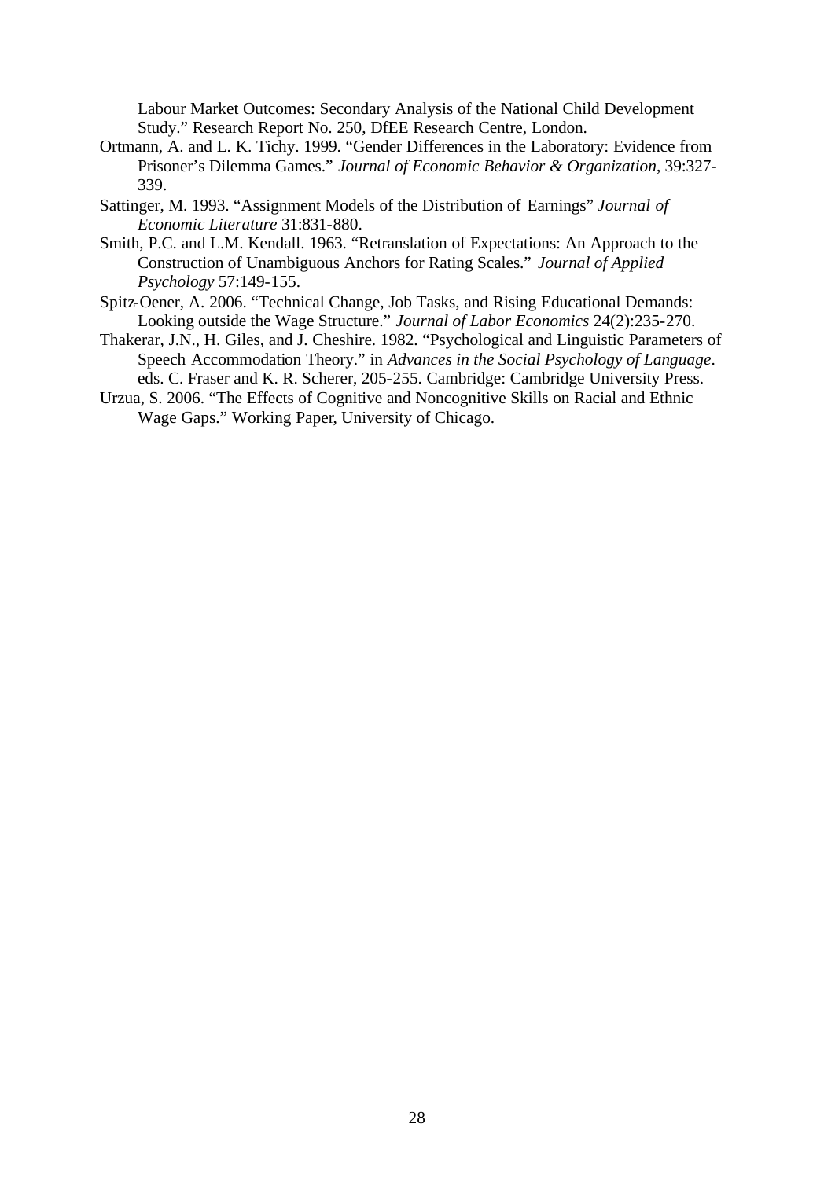Labour Market Outcomes: Secondary Analysis of the National Child Development Study." Research Report No. 250, DfEE Research Centre, London.

Ortmann, A. and L. K. Tichy. 1999. "Gender Differences in the Laboratory: Evidence from Prisoner's Dilemma Games." *Journal of Economic Behavior & Organization*, 39:327-339.

Sattinger, M. 1993. "Assignment Models of the Distribution of Earnings" *Journal of Economic Literature* 31:831-880.

Smith, P.C. and L.M. Kendall. 1963. "Retranslation of Expectations: An Approach to the Construction of Unambiguous Anchors for Rating Scales." *Journal of Applied Psychology* 57:149-155.

Spitz-Oener, A. 2006. "Technical Change, Job Tasks, and Rising Educational Demands: Looking outside the Wage Structure." *Journal of Labor Economics* 24(2):235-270.

Thakerar, J.N., H. Giles, and J. Cheshire. 1982. "Psychological and Linguistic Parameters of Speech Accommodation Theory." in *Advances in the Social Psychology of Language*. eds. C. Fraser and K. R. Scherer, 205-255. Cambridge: Cambridge University Press.

Urzua, S. 2006. "The Effects of Cognitive and Noncognitive Skills on Racial and Ethnic Wage Gaps." Working Paper, University of Chicago.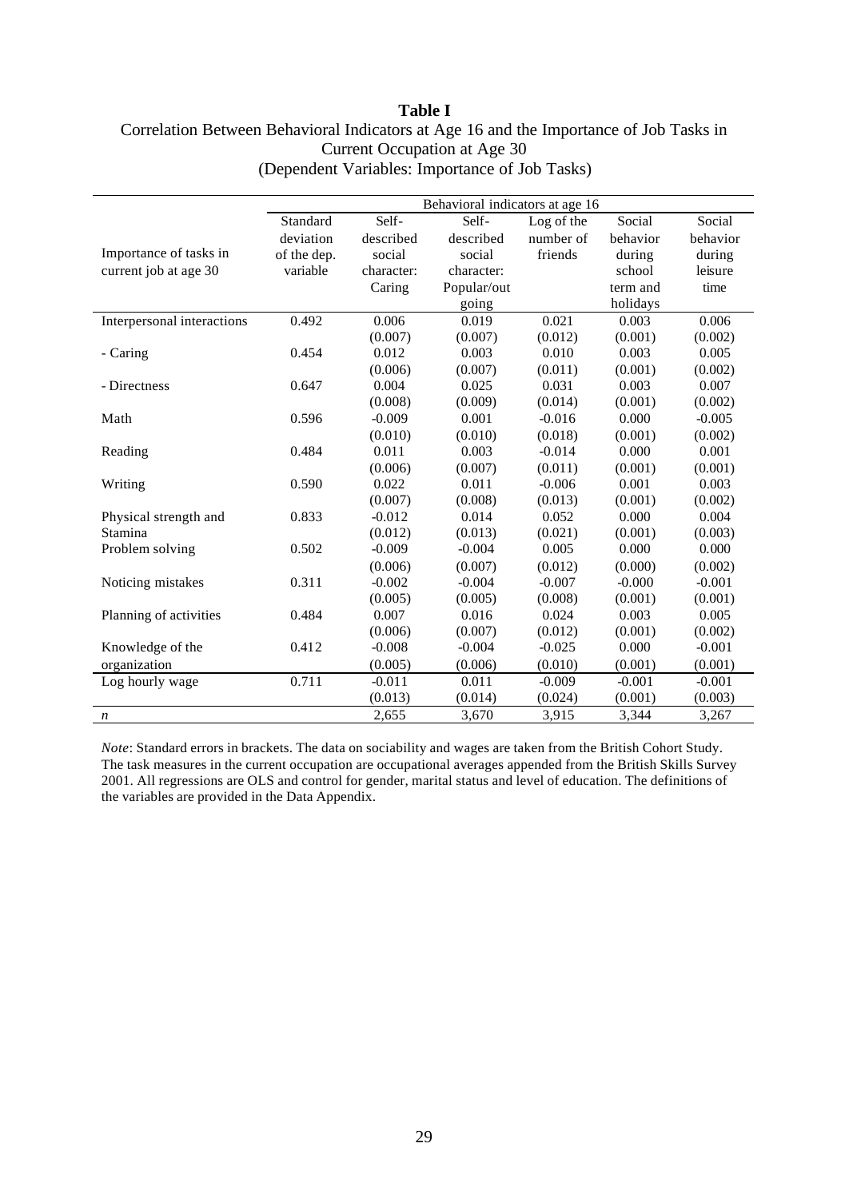**Table I**

Correlation Between Behavioral Indicators at Age 16 and the Importance of Job Tasks in Current Occupation at Age 30

(Dependent Variables: Importance of Job Tasks)

| | | Behavioral indicators at age 16 | | | | |
|---|---|---|---|---|---|---|
| Importance of tasks in current job at age 30 | Standard deviation of the dep. variable | Self-described social character: Caring | Self-described social character: Popular/out going | Log of the number of friends | Social behavior during school term and holidays | Social behavior during leisure time |
| Interpersonal interactions | 0.492 | 0.006 | 0.019 | 0.021 | 0.003 | 0.006 |
| | | (0.007) | (0.007) | (0.012) | (0.001) | (0.002) |
| - Caring | 0.454 | 0.012 | 0.003 | 0.010 | 0.003 | 0.005 |
| | | (0.006) | (0.007) | (0.011) | (0.001) | (0.002) |
| - Directness | 0.647 | 0.004 | 0.025 | 0.031 | 0.003 | 0.007 |
| | | (0.008) | (0.009) | (0.014) | (0.001) | (0.002) |
| Math | 0.596 | -0.009 | 0.001 | -0.016 | 0.000 | -0.005 |
| | | (0.010) | (0.010) | (0.018) | (0.001) | (0.002) |
| Reading | 0.484 | 0.011 | 0.003 | -0.014 | 0.000 | 0.001 |
| | | (0.006) | (0.007) | (0.011) | (0.001) | (0.001) |
| Writing | 0.590 | 0.022 | 0.011 | -0.006 | 0.001 | 0.003 |
| | | (0.007) | (0.008) | (0.013) | (0.001) | (0.002) |
| Physical strength and Stamina | 0.833 | -0.012 | 0.014 | 0.052 | 0.000 | 0.004 |
| | | (0.012) | (0.013) | (0.021) | (0.001) | (0.003) |
| Problem solving | 0.502 | -0.009 | -0.004 | 0.005 | 0.000 | 0.000 |
| | | (0.006) | (0.007) | (0.012) | (0.000) | (0.002) |
| Noticing mistakes | 0.311 | -0.002 | -0.004 | -0.007 | -0.000 | -0.001 |
| | | (0.005) | (0.005) | (0.008) | (0.001) | (0.001) |
| Planning of activities | 0.484 | 0.007 | 0.016 | 0.024 | 0.003 | 0.005 |
| | | (0.006) | (0.007) | (0.012) | (0.001) | (0.002) |
| Knowledge of the organization | 0.412 | -0.008 | -0.004 | -0.025 | 0.000 | -0.001 |
| | | (0.005) | (0.006) | (0.010) | (0.001) | (0.001) |
| Log hourly wage | 0.711 | -0.011 | 0.011 | -0.009 | -0.001 | -0.001 |
| | | (0.013) | (0.014) | (0.024) | (0.001) | (0.003) |
| *n* | | 2,655 | 3,670 | 3,915 | 3,344 | 3,267 |

*Note*: Standard errors in brackets. The data on sociability and wages are taken from the British Cohort Study. The task measures in the current occupation are occupational averages appended from the British Skills Survey 2001. All regressions are OLS and control for gender, marital status and level of education. The definitions of the variables are provided in the Data Appendix.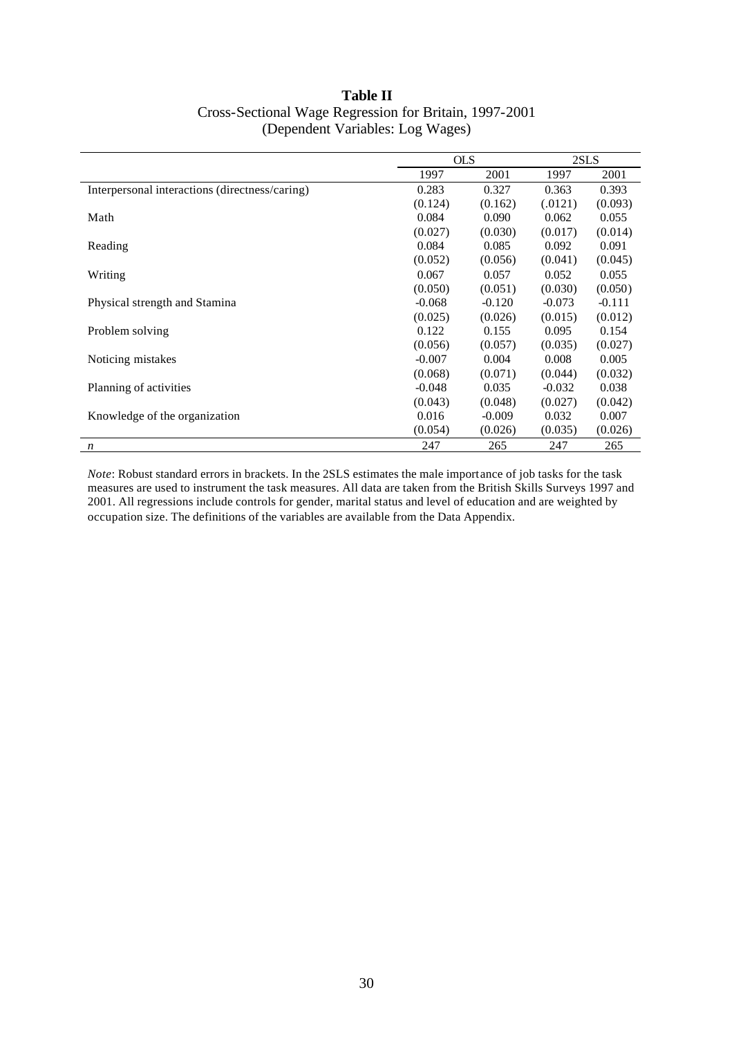**Table II**
Cross-Sectional Wage Regression for Britain, 1997-2001
(Dependent Variables: Log Wages)

| | OLS | | 2SLS | |
|---|---|---|---|---|
| | 1997 | 2001 | 1997 | 2001 |
| Interpersonal interactions (directness/caring) | 0.283 | 0.327 | 0.363 | 0.393 |
| | (0.124) | (0.162) | (.0121) | (0.093) |
| Math | 0.084 | 0.090 | 0.062 | 0.055 |
| | (0.027) | (0.030) | (0.017) | (0.014) |
| Reading | 0.084 | 0.085 | 0.092 | 0.091 |
| | (0.052) | (0.056) | (0.041) | (0.045) |
| Writing | 0.067 | 0.057 | 0.052 | 0.055 |
| | (0.050) | (0.051) | (0.030) | (0.050) |
| Physical strength and Stamina | -0.068 | -0.120 | -0.073 | -0.111 |
| | (0.025) | (0.026) | (0.015) | (0.012) |
| Problem solving | 0.122 | 0.155 | 0.095 | 0.154 |
| | (0.056) | (0.057) | (0.035) | (0.027) |
| Noticing mistakes | -0.007 | 0.004 | 0.008 | 0.005 |
| | (0.068) | (0.071) | (0.044) | (0.032) |
| Planning of activities | -0.048 | 0.035 | -0.032 | 0.038 |
| | (0.043) | (0.048) | (0.027) | (0.042) |
| Knowledge of the organization | 0.016 | -0.009 | 0.032 | 0.007 |
| | (0.054) | (0.026) | (0.035) | (0.026) |
| *n* | 247 | 265 | 247 | 265 |

*Note*: Robust standard errors in brackets. In the 2SLS estimates the male importance of job tasks for the task measures are used to instrument the task measures. All data are taken from the British Skills Surveys 1997 and 2001. All regressions include controls for gender, marital status and level of education and are weighted by occupation size. The definitions of the variables are available from the Data Appendix.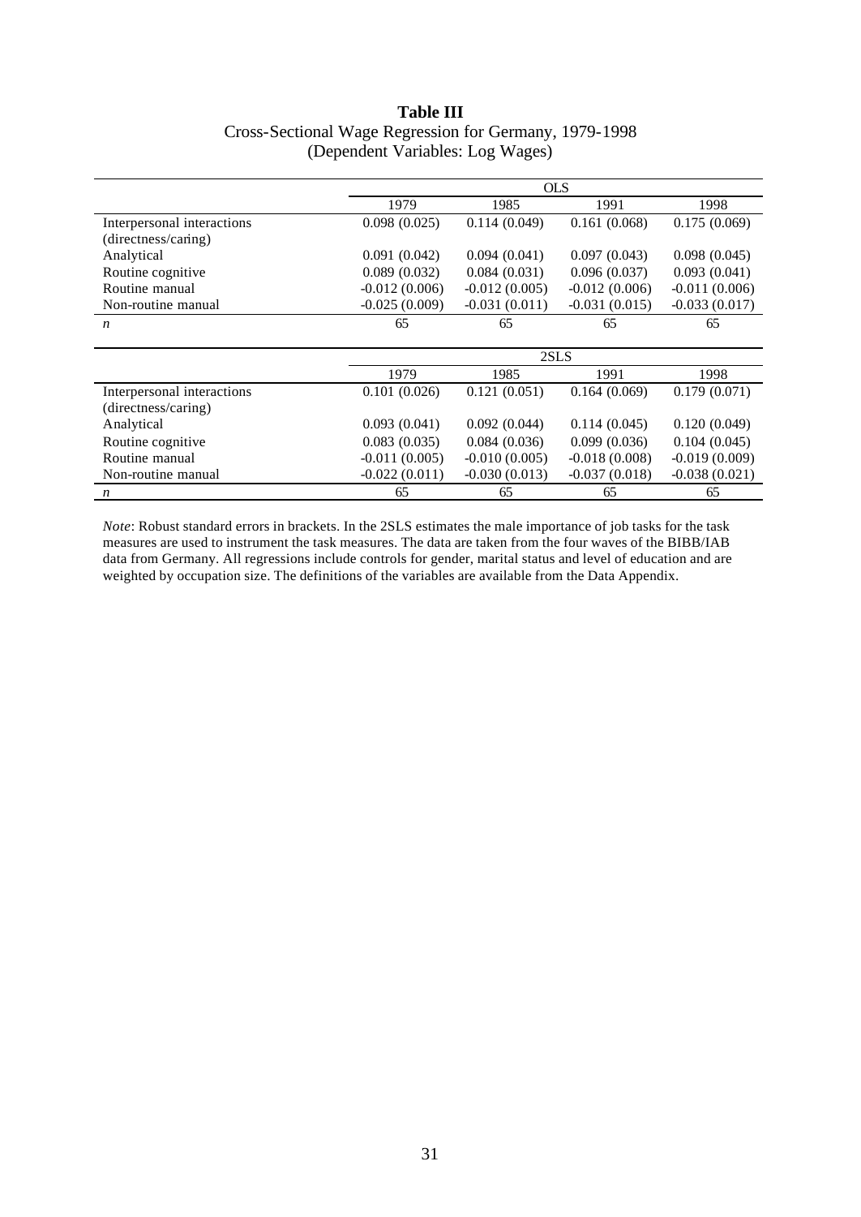**Table III**
Cross-Sectional Wage Regression for Germany, 1979-1998
(Dependent Variables: Log Wages)

| | OLS | | | |
|---|---|---|---|---|
| | 1979 | 1985 | 1991 | 1998 |
| Interpersonal interactions (directness/caring) | 0.098 (0.025) | 0.114 (0.049) | 0.161 (0.068) | 0.175 (0.069) |
| Analytical | 0.091 (0.042) | 0.094 (0.041) | 0.097 (0.043) | 0.098 (0.045) |
| Routine cognitive | 0.089 (0.032) | 0.084 (0.031) | 0.096 (0.037) | 0.093 (0.041) |
| Routine manual | -0.012 (0.006) | -0.012 (0.005) | -0.012 (0.006) | -0.011 (0.006) |
| Non-routine manual | -0.025 (0.009) | -0.031 (0.011) | -0.031 (0.015) | -0.033 (0.017) |
| *n* | 65 | 65 | 65 | 65 |
| | **2SLS** | | | |
| | 1979 | 1985 | 1991 | 1998 |
| Interpersonal interactions (directness/caring) | 0.101 (0.026) | 0.121 (0.051) | 0.164 (0.069) | 0.179 (0.071) |
| Analytical | 0.093 (0.041) | 0.092 (0.044) | 0.114 (0.045) | 0.120 (0.049) |
| Routine cognitive | 0.083 (0.035) | 0.084 (0.036) | 0.099 (0.036) | 0.104 (0.045) |
| Routine manual | -0.011 (0.005) | -0.010 (0.005) | -0.018 (0.008) | -0.019 (0.009) |
| Non-routine manual | -0.022 (0.011) | -0.030 (0.013) | -0.037 (0.018) | -0.038 (0.021) |
| *n* | 65 | 65 | 65 | 65 |

*Note*: Robust standard errors in brackets. In the 2SLS estimates the male importance of job tasks for the task measures are used to instrument the task measures. The data are taken from the four waves of the BIBB/IAB data from Germany. All regressions include controls for gender, marital status and level of education and are weighted by occupation size. The definitions of the variables are available from the Data Appendix.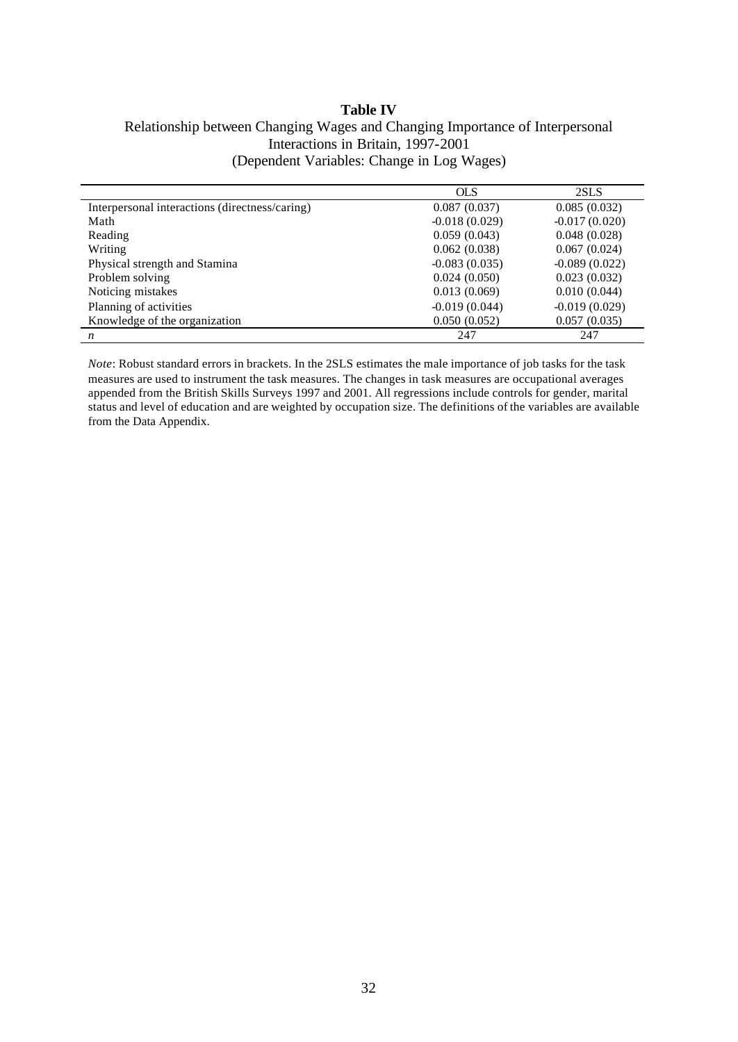**Table IV**

Relationship between Changing Wages and Changing Importance of Interpersonal Interactions in Britain, 1997-2001

(Dependent Variables: Change in Log Wages)

| | OLS | 2SLS |
|---|---|---|
| Interpersonal interactions (directness/caring) | 0.087 (0.037) | 0.085 (0.032) |
| Math | -0.018 (0.029) | -0.017 (0.020) |
| Reading | 0.059 (0.043) | 0.048 (0.028) |
| Writing | 0.062 (0.038) | 0.067 (0.024) |
| Physical strength and Stamina | -0.083 (0.035) | -0.089 (0.022) |
| Problem solving | 0.024 (0.050) | 0.023 (0.032) |
| Noticing mistakes | 0.013 (0.069) | 0.010 (0.044) |
| Planning of activities | -0.019 (0.044) | -0.019 (0.029) |
| Knowledge of the organization | 0.050 (0.052) | 0.057 (0.035) |
| *n* | 247 | 247 |

*Note*: Robust standard errors in brackets. In the 2SLS estimates the male importance of job tasks for the task measures are used to instrument the task measures. The changes in task measures are occupational averages appended from the British Skills Surveys 1997 and 2001. All regressions include controls for gender, marital status and level of education and are weighted by occupation size. The definitions of the variables are available from the Data Appendix.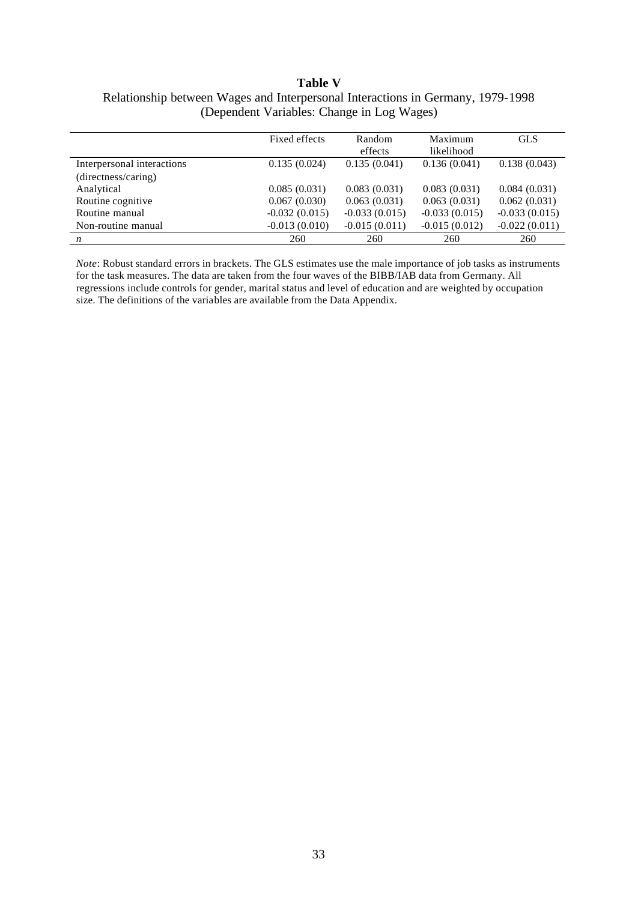**Table V**

Relationship between Wages and Interpersonal Interactions in Germany, 1979-1998
(Dependent Variables: Change in Log Wages)

| | Fixed effects | Random effects | Maximum likelihood | GLS |
|---|---|---|---|---|
| Interpersonal interactions (directness/caring) | 0.135 (0.024) | 0.135 (0.041) | 0.136 (0.041) | 0.138 (0.043) |
| Analytical | 0.085 (0.031) | 0.083 (0.031) | 0.083 (0.031) | 0.084 (0.031) |
| Routine cognitive | 0.067 (0.030) | 0.063 (0.031) | 0.063 (0.031) | 0.062 (0.031) |
| Routine manual | -0.032 (0.015) | -0.033 (0.015) | -0.033 (0.015) | -0.033 (0.015) |
| Non-routine manual | -0.013 (0.010) | -0.015 (0.011) | -0.015 (0.012) | -0.022 (0.011) |
| *n* | 260 | 260 | 260 | 260 |

*Note*: Robust standard errors in brackets. The GLS estimates use the male importance of job tasks as instruments for the task measures. The data are taken from the four waves of the BIBB/IAB data from Germany. All regressions include controls for gender, marital status and level of education and are weighted by occupation size. The definitions of the variables are available from the Data Appendix.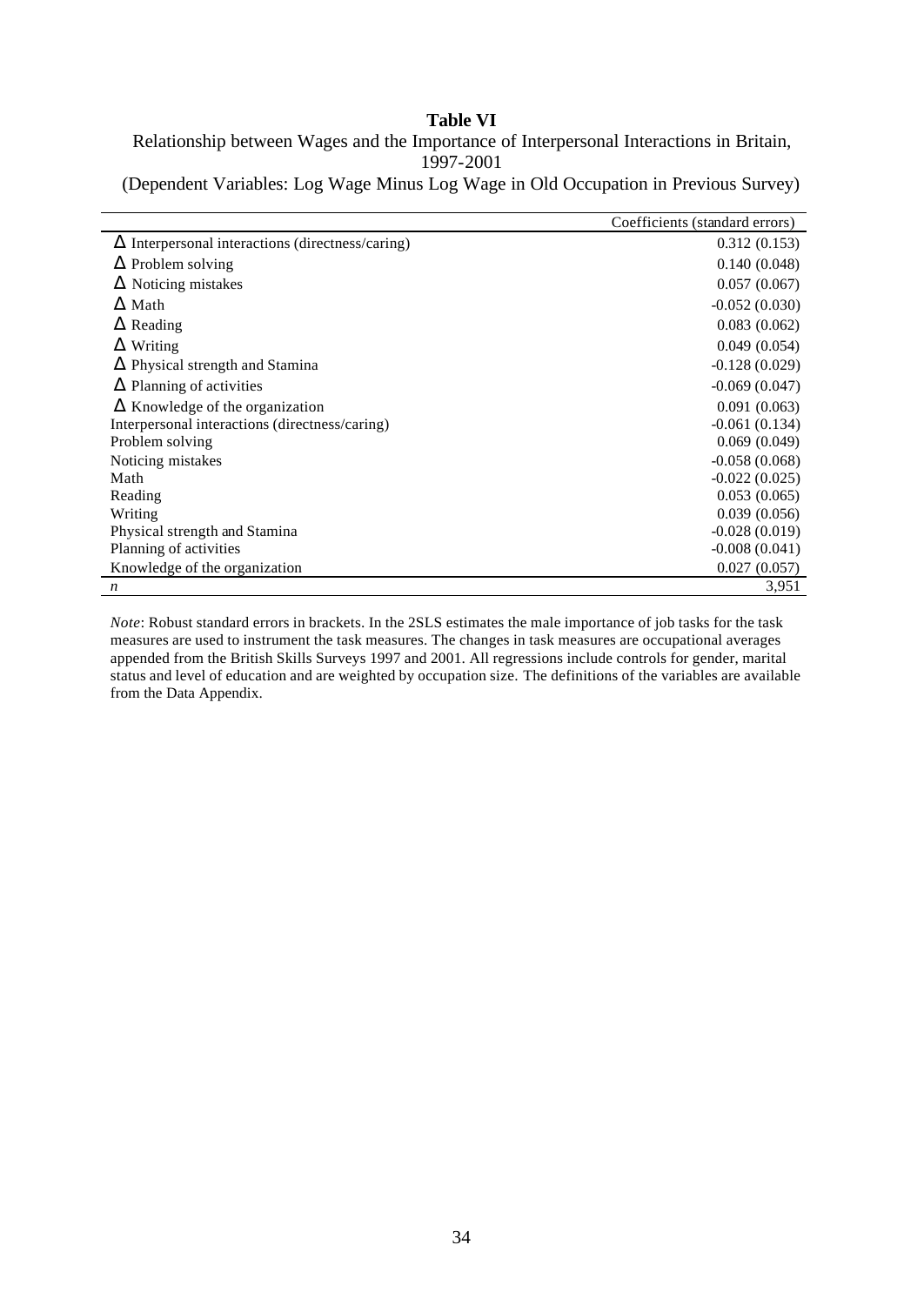**Table VI**

Relationship between Wages and the Importance of Interpersonal Interactions in Britain, 1997-2001

(Dependent Variables: Log Wage Minus Log Wage in Old Occupation in Previous Survey)

| | Coefficients (standard errors) |
|---|---|
| Δ Interpersonal interactions (directness/caring) | 0.312 (0.153) |
| Δ Problem solving | 0.140 (0.048) |
| Δ Noticing mistakes | 0.057 (0.067) |
| Δ Math | -0.052 (0.030) |
| Δ Reading | 0.083 (0.062) |
| Δ Writing | 0.049 (0.054) |
| Δ Physical strength and Stamina | -0.128 (0.029) |
| Δ Planning of activities | -0.069 (0.047) |
| Δ Knowledge of the organization | 0.091 (0.063) |
| Interpersonal interactions (directness/caring) | -0.061 (0.134) |
| Problem solving | 0.069 (0.049) |
| Noticing mistakes | -0.058 (0.068) |
| Math | -0.022 (0.025) |
| Reading | 0.053 (0.065) |
| Writing | 0.039 (0.056) |
| Physical strength and Stamina | -0.028 (0.019) |
| Planning of activities | -0.008 (0.041) |
| Knowledge of the organization | 0.027 (0.057) |
| *n* | 3,951 |

*Note*: Robust standard errors in brackets. In the 2SLS estimates the male importance of job tasks for the task measures are used to instrument the task measures. The changes in task measures are occupational averages appended from the British Skills Surveys 1997 and 2001. All regressions include controls for gender, marital status and level of education and are weighted by occupation size. The definitions of the variables are available from the Data Appendix.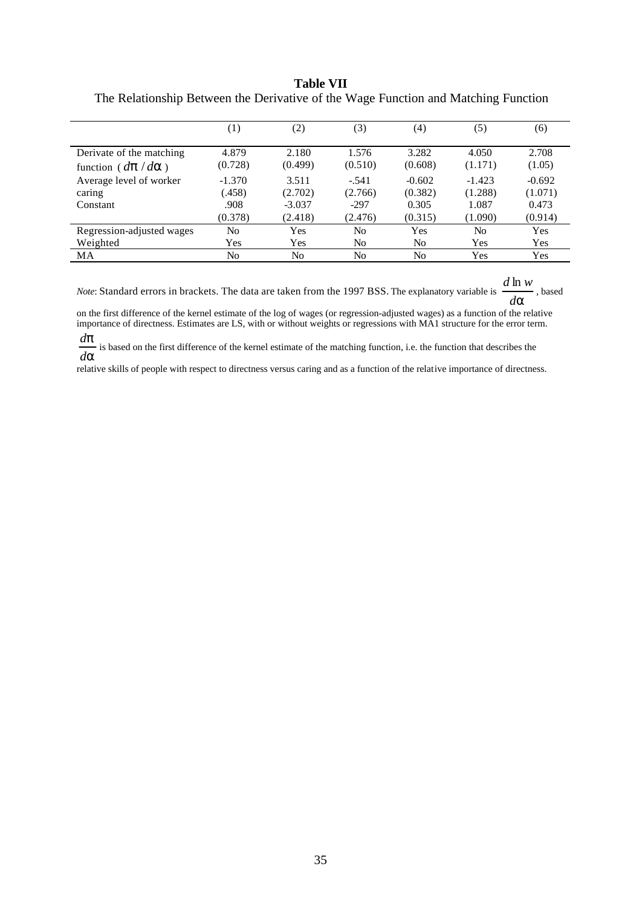**Table VII**

The Relationship Between the Derivative of the Wage Function and Matching Function

| | (1) | (2) | (3) | (4) | (5) | (6) |
|---|---|---|---|---|---|---|
| Derivate of the matching function ( $d\pi / d\alpha$ ) | 4.879<br>(0.728) | 2.180<br>(0.499) | 1.576<br>(0.510) | 3.282<br>(0.608) | 4.050<br>(1.171) | 2.708<br>(1.05) |
| Average level of worker caring | -1.370<br>(.458) | 3.511<br>(2.702) | -.541<br>(2.766) | -0.602<br>(0.382) | -1.423<br>(1.288) | -0.692<br>(1.071) |
| Constant | .908<br>(0.378) | -3.037<br>(2.418) | -297<br>(2.476) | 0.305<br>(0.315) | 1.087<br>(1.090) | 0.473<br>(0.914) |
| Regression-adjusted wages | No | Yes | No | Yes | No | Yes |
| Weighted | Yes | Yes | No | No | Yes | Yes |
| MA | No | No | No | No | Yes | Yes |

*Note*: Standard errors in brackets. The data are taken from the 1997 BSS. The explanatory variable is $\frac{d \ln w}{d\alpha}$, based on the first difference of the kernel estimate of the log of wages (or regression-adjusted wages) as a function of the relative importance of directness. Estimates are LS, with or without weights or regressions with MA1 structure for the error term. $\frac{d\pi}{d\alpha}$ is based on the first difference of the kernel estimate of the matching function, i.e. the function that describes the relative skills of people with respect to directness versus caring and as a function of the relative importance of directness.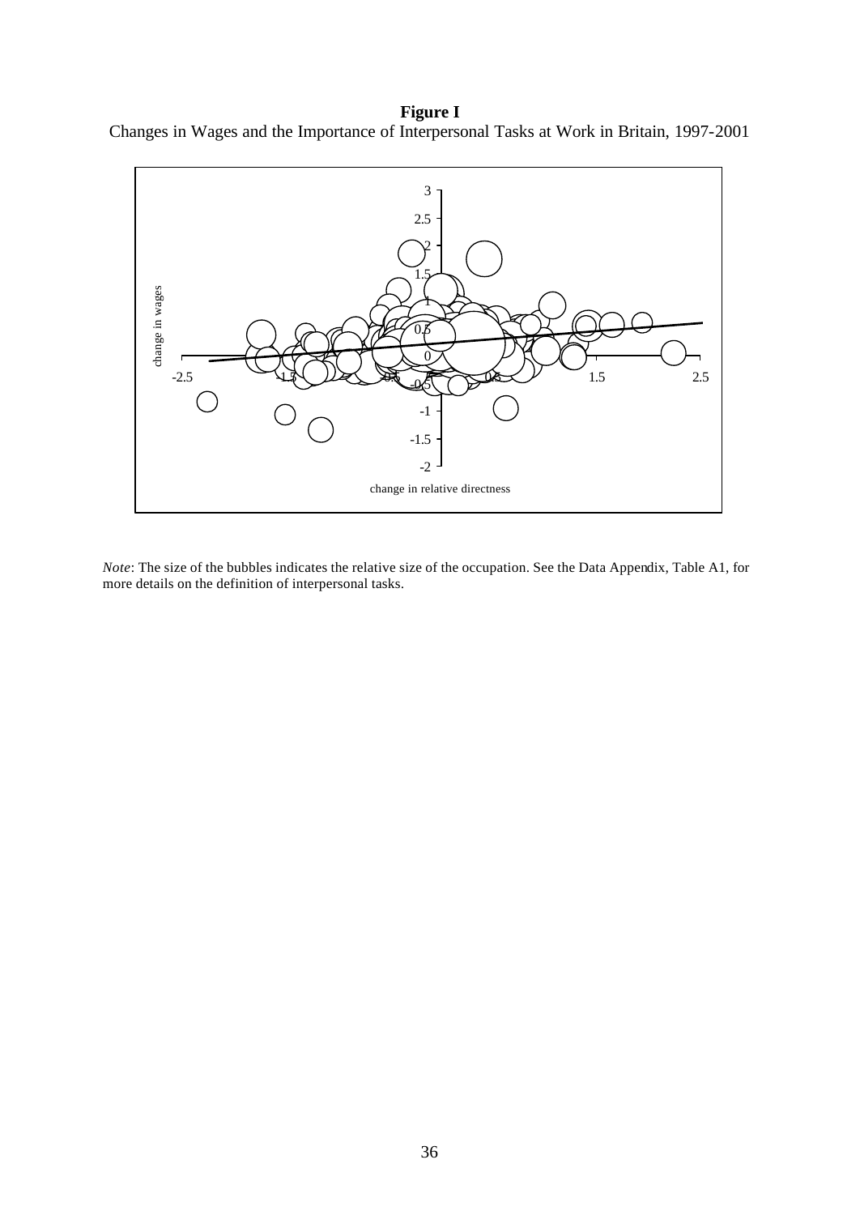**Figure I**

Changes in Wages and the Importance of Interpersonal Tasks at Work in Britain, 1997-2001

*Note*: The size of the bubbles indicates the relative size of the occupation. See the Data Appendix, Table A1, for more details on the definition of interpersonal tasks.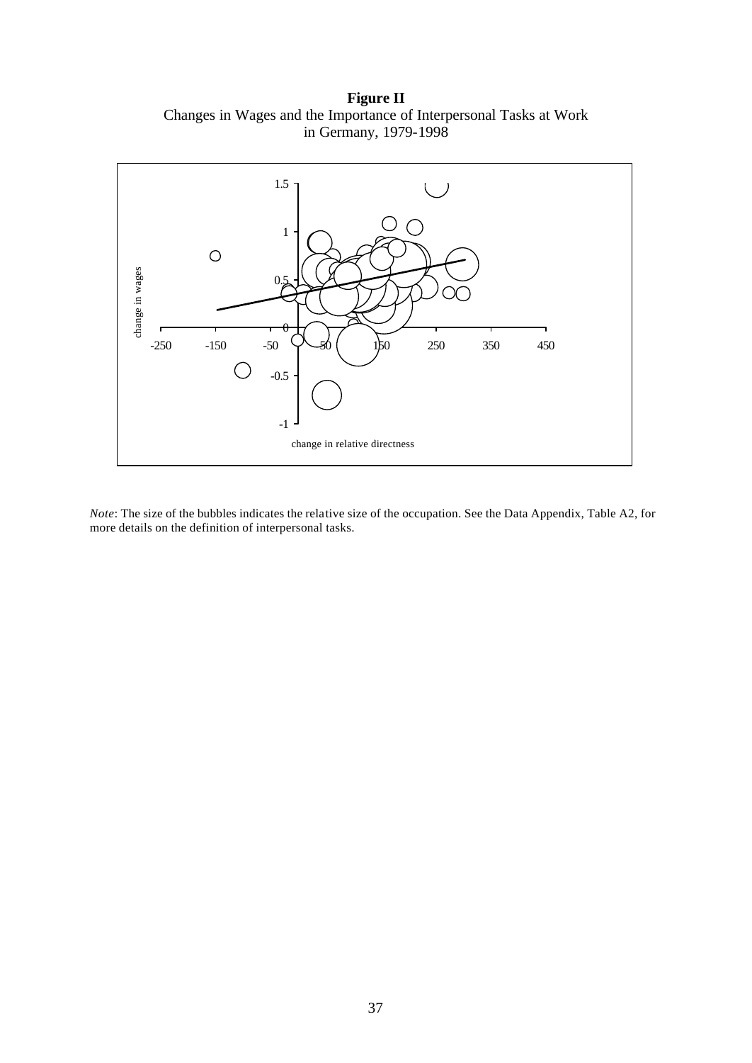**Figure II**
Changes in Wages and the Importance of Interpersonal Tasks at Work in Germany, 1979-1998

*Note*: The size of the bubbles indicates the relative size of the occupation. See the Data Appendix, Table A2, for more details on the definition of interpersonal tasks.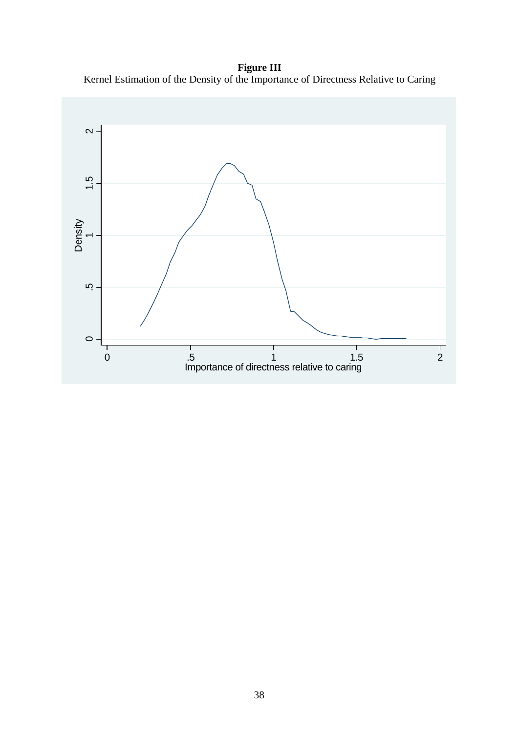**Figure III**

Kernel Estimation of the Density of the Importance of Directness Relative to Caring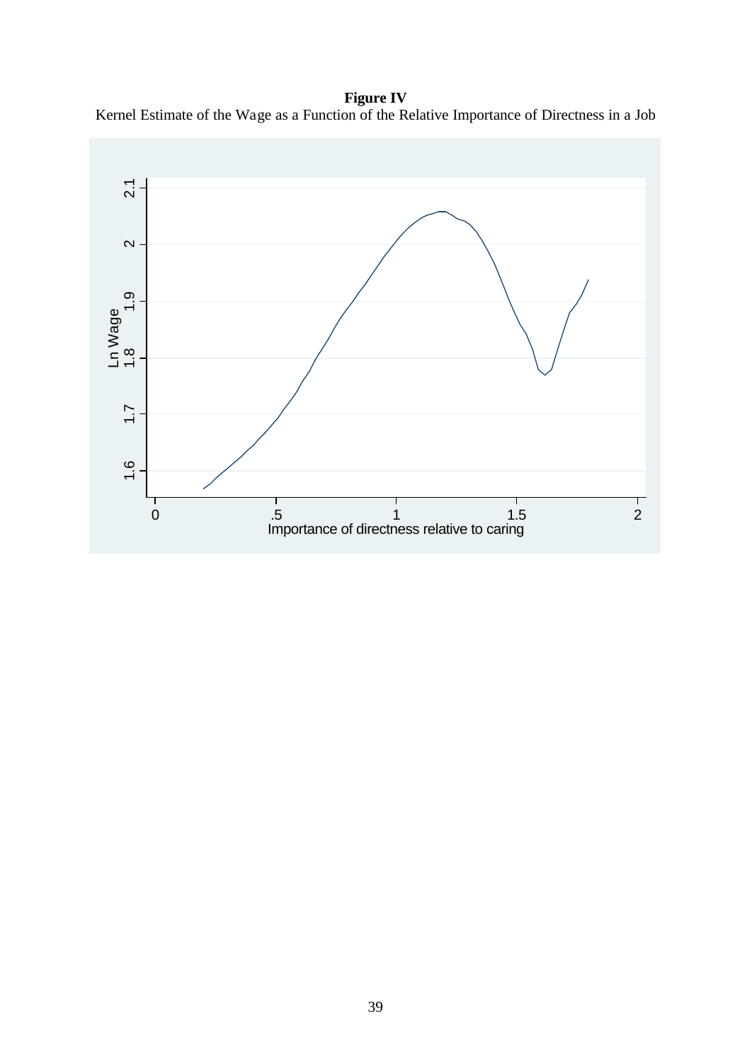**Figure IV**

Kernel Estimate of the Wage as a Function of the Relative Importance of Directness in a Job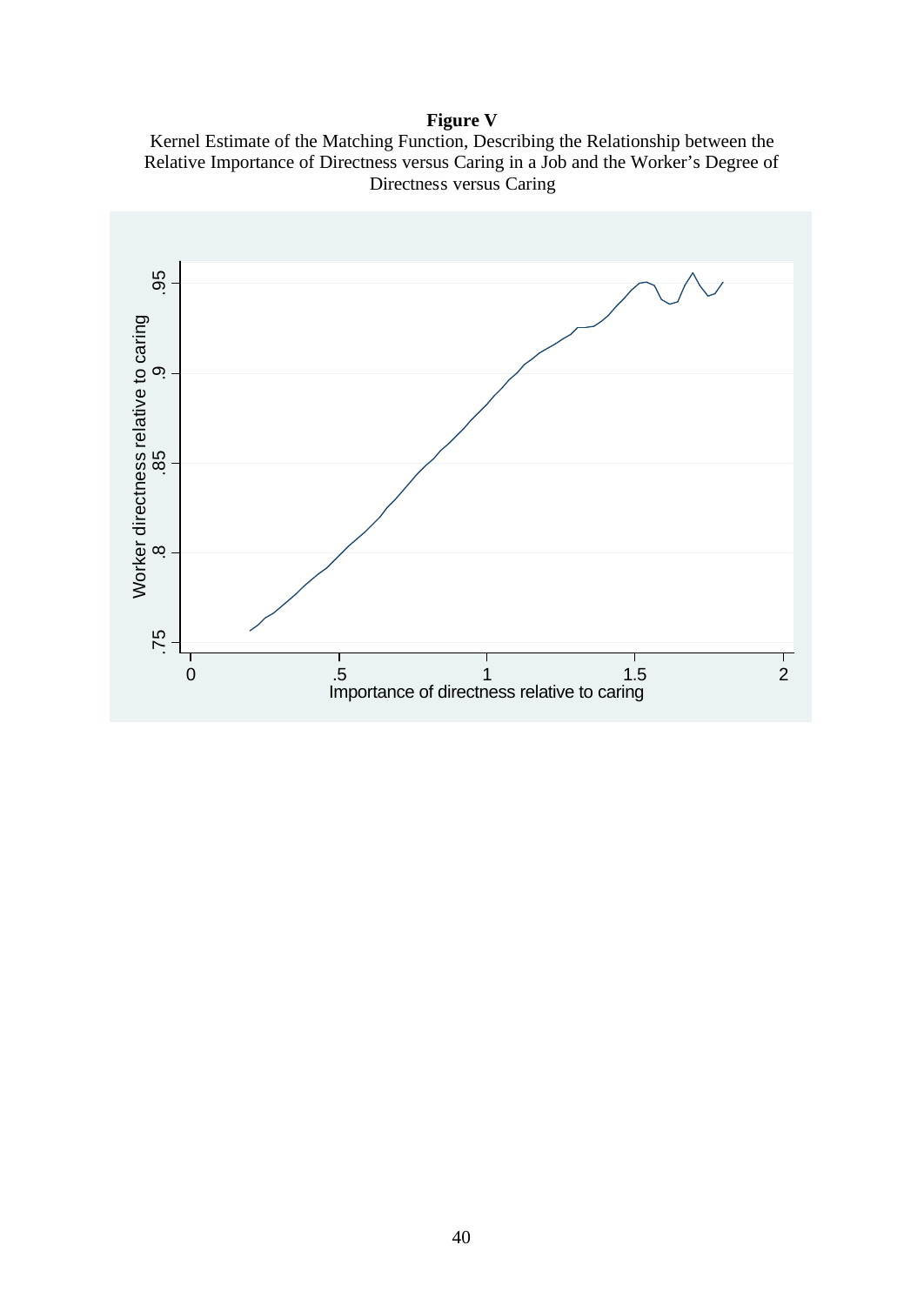**Figure V**

Kernel Estimate of the Matching Function, Describing the Relationship between the Relative Importance of Directness versus Caring in a Job and the Worker's Degree of Directness versus Caring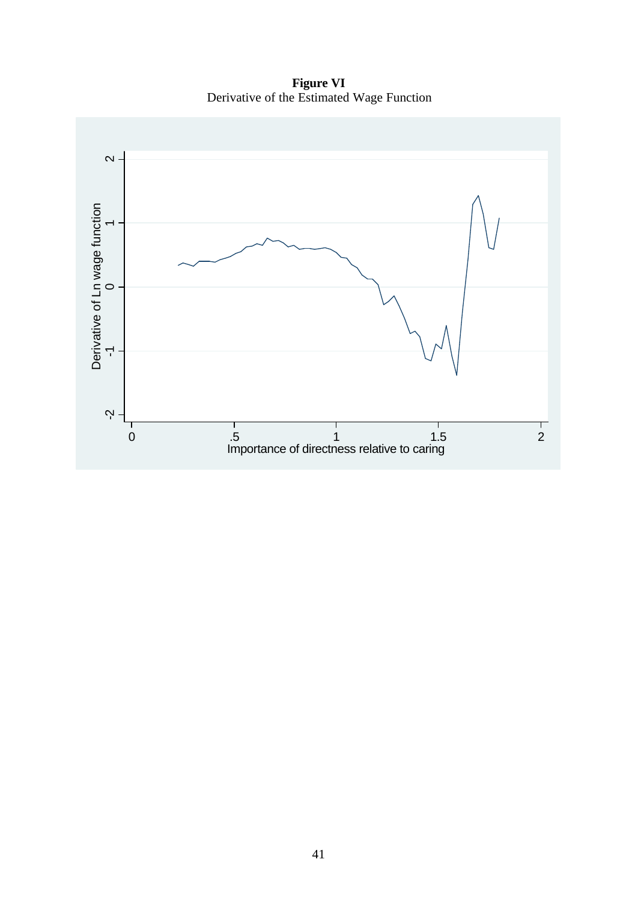**Figure VI**
Derivative of the Estimated Wage Function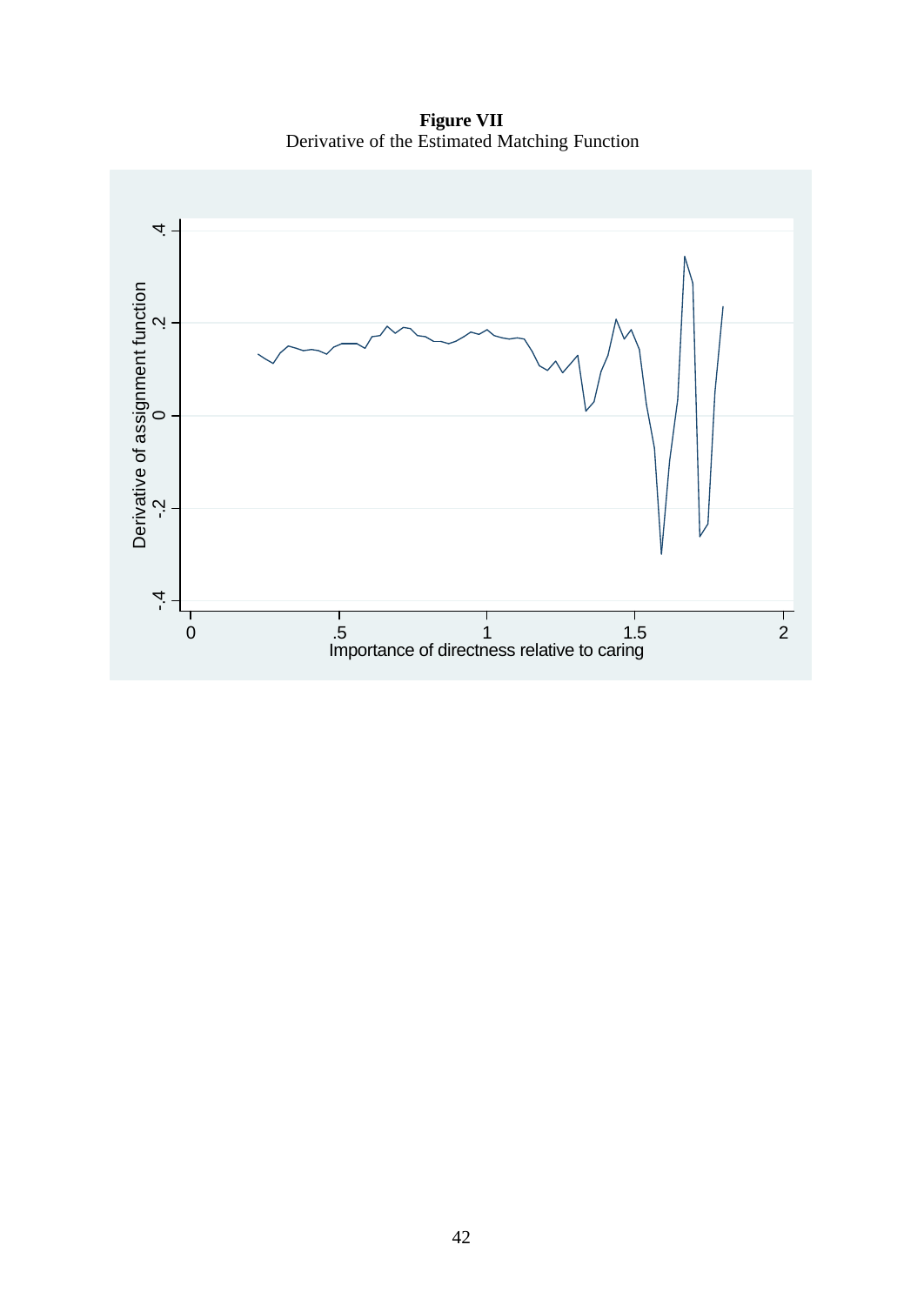**Figure VII**
Derivative of the Estimated Matching Function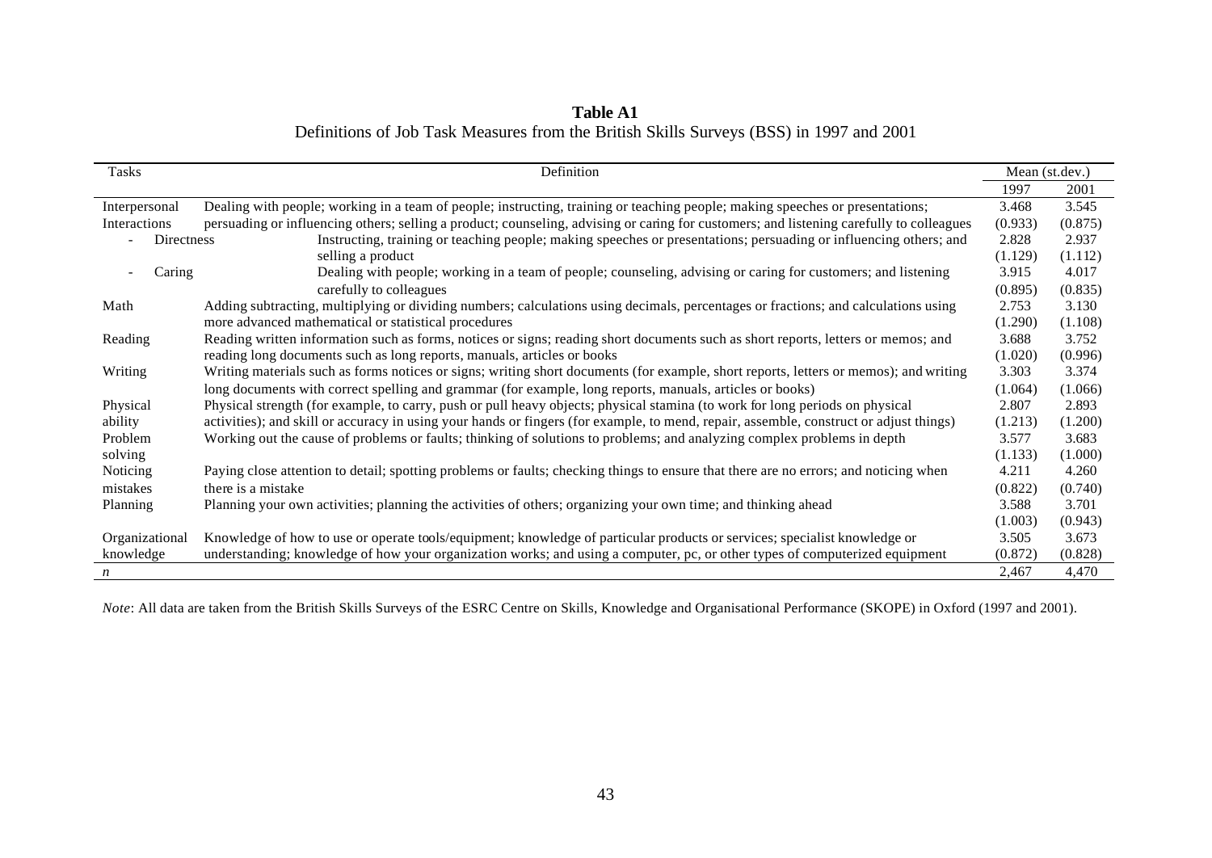**Table A1**
Definitions of Job Task Measures from the British Skills Surveys (BSS) in 1997 and 2001

| Tasks | Definition | Mean (st.dev.) | |
|---|---|---|---|
| | | 1997 | 2001 |
| Interpersonal Interactions | Dealing with people; working in a team of people; instructing, training or teaching people; making speeches or presentations; persuading or influencing others; selling a product; counseling, advising or caring for customers; and listening carefully to colleagues | 3.468<br>(0.933) | 3.545<br>(0.875) |
| - Directness | Instructing, training or teaching people; making speeches or presentations; persuading or influencing others; and selling a product | 2.828<br>(1.129) | 2.937<br>(1.112) |
| - Caring | Dealing with people; working in a team of people; counseling, advising or caring for customers; and listening carefully to colleagues | 3.915<br>(0.895) | 4.017<br>(0.835) |
| Math | Adding subtracting, multiplying or dividing numbers; calculations using decimals, percentages or fractions; and calculations using more advanced mathematical or statistical procedures | 2.753<br>(1.290) | 3.130<br>(1.108) |
| Reading | Reading written information such as forms, notices or signs; reading short documents such as short reports, letters or memos; and reading long documents such as long reports, manuals, articles or books | 3.688<br>(1.020) | 3.752<br>(0.996) |
| Writing | Writing materials such as forms notices or signs; writing short documents (for example, short reports, letters or memos); and writing long documents with correct spelling and grammar (for example, long reports, manuals, articles or books) | 3.303<br>(1.064) | 3.374<br>(1.066) |
| Physical ability | Physical strength (for example, to carry, push or pull heavy objects; physical stamina (to work for long periods on physical activities); and skill or accuracy in using your hands or fingers (for example, to mend, repair, assemble, construct or adjust things) | 2.807<br>(1.213) | 2.893<br>(1.200) |
| Problem solving | Working out the cause of problems or faults; thinking of solutions to problems; and analyzing complex problems in depth | 3.577<br>(1.133) | 3.683<br>(1.000) |
| Noticing mistakes | Paying close attention to detail; spotting problems or faults; checking things to ensure that there are no errors; and noticing when there is a mistake | 4.211<br>(0.822) | 4.260<br>(0.740) |
| Planning | Planning your own activities; planning the activities of others; organizing your own time; and thinking ahead | 3.588<br>(1.003) | 3.701<br>(0.943) |
| Organizational knowledge | Knowledge of how to use or operate tools/equipment; knowledge of particular products or services; specialist knowledge or understanding; knowledge of how your organization works; and using a computer, pc, or other types of computerized equipment | 3.505<br>(0.872) | 3.673<br>(0.828) |
| *n* | | 2,467 | 4,470 |

*Note*: All data are taken from the British Skills Surveys of the ESRC Centre on Skills, Knowledge and Organisational Performance (SKOPE) in Oxford (1997 and 2001).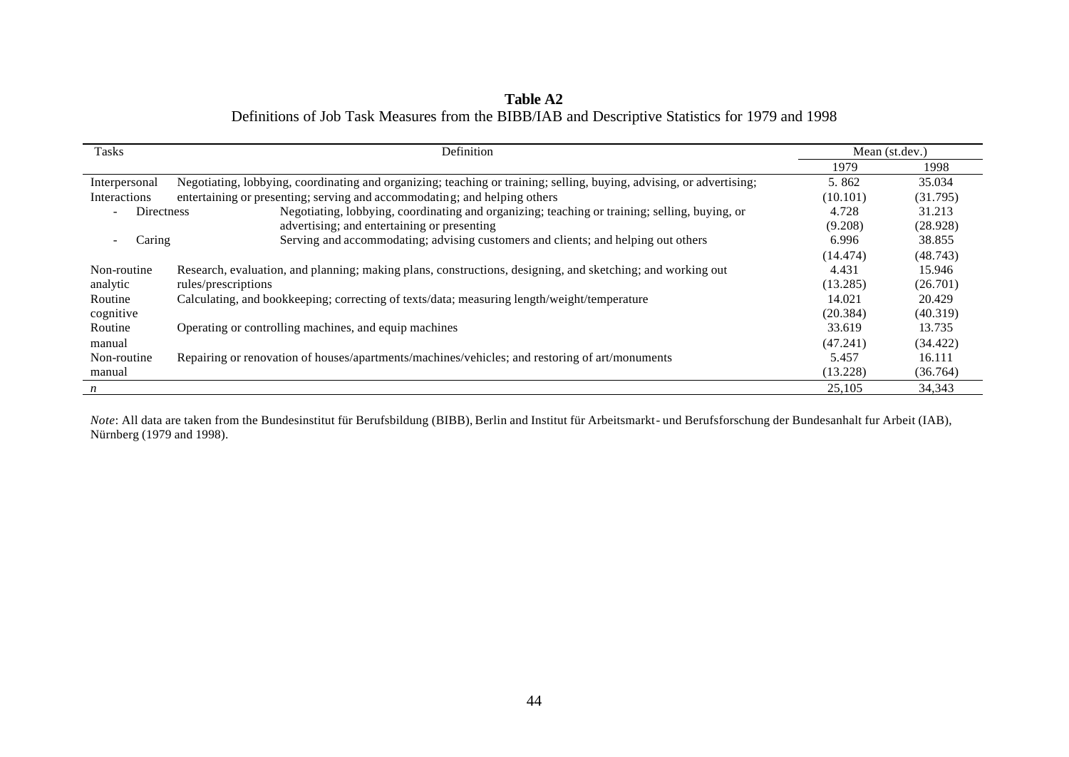**Table A2**

Definitions of Job Task Measures from the BIBB/IAB and Descriptive Statistics for 1979 and 1998

| Tasks | Definition | Mean (st.dev.) | |
|---|---|---|---|
| | | 1979 | 1998 |
| Interpersonal Interactions | Negotiating, lobbying, coordinating and organizing; teaching or training; selling, buying, advising, or advertising; entertaining or presenting; serving and accommodating; and helping others | 5. 862 | 35.034 |
| | | (10.101) | (31.795) |
| - Directness | Negotiating, lobbying, coordinating and organizing; teaching or training; selling, buying, or advertising; and entertaining or presenting | 4.728 | 31.213 |
| | | (9.208) | (28.928) |
| - Caring | Serving and accommodating; advising customers and clients; and helping out others | 6.996 | 38.855 |
| | | (14.474) | (48.743) |
| Non-routine analytic | Research, evaluation, and planning; making plans, constructions, designing, and sketching; and working out rules/prescriptions | 4.431 | 15.946 |
| | | (13.285) | (26.701) |
| Routine cognitive | Calculating, and bookkeeping; correcting of texts/data; measuring length/weight/temperature | 14.021 | 20.429 |
| | | (20.384) | (40.319) |
| Routine manual | Operating or controlling machines, and equip machines | 33.619 | 13.735 |
| | | (47.241) | (34.422) |
| Non-routine manual | Repairing or renovation of houses/apartments/machines/vehicles; and restoring of art/monuments | 5.457 | 16.111 |
| | | (13.228) | (36.764) |
| *n* | | 25,105 | 34,343 |

*Note*: All data are taken from the Bundesinstitut für Berufsbildung (BIBB), Berlin and Institut für Arbeitsmarkt- und Berufsforschung der Bundesanhalt fur Arbeit (IAB), Nürnberg (1979 and 1998).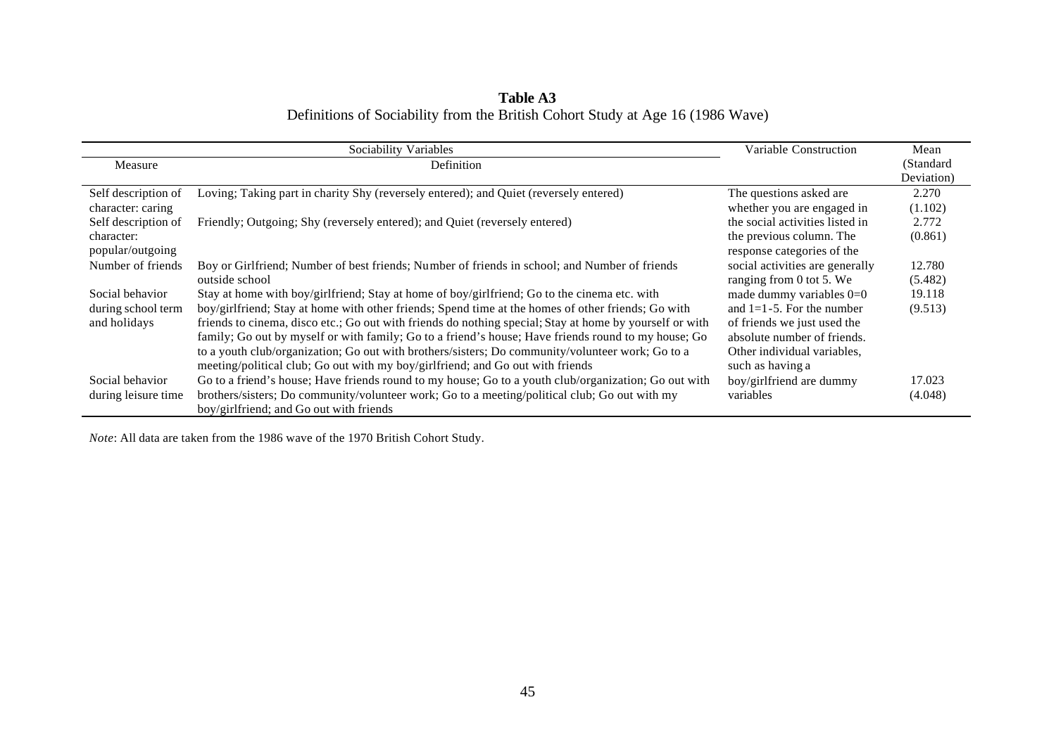**Table A3**
Definitions of Sociability from the British Cohort Study at Age 16 (1986 Wave)

| Sociability Variables | | Variable Construction | Mean |
|---|---|---|---|
| Measure | Definition | | (Standard Deviation) |
| Self description of character: caring | Loving; Taking part in charity Shy (reversely entered); and Quiet (reversely entered) | The questions asked are whether you are engaged in the social activities listed in the previous column. The response categories of the social activities are generally ranging from 0 tot 5. We made dummy variables 0=0 and 1=1-5. For the number of friends we just used the absolute number of friends. Other individual variables, such as having a boy/girlfriend are dummy variables | 2.270 (1.102) |
| Self description of character: popular/outgoing | Friendly; Outgoing; Shy (reversely entered); and Quiet (reversely entered) | | 2.772 (0.861) |
| Number of friends | Boy or Girlfriend; Number of best friends; Number of friends in school; and Number of friends outside school | | 12.780 (5.482) |
| Social behavior during school term and holidays | Stay at home with boy/girlfriend; Stay at home of boy/girlfriend; Go to the cinema etc. with boy/girlfriend; Stay at home with other friends; Spend time at the homes of other friends; Go with friends to cinema, disco etc.; Go out with friends do nothing special; Stay at home by yourself or with family; Go out by myself or with family; Go to a friend's house; Have friends round to my house; Go to a youth club/organization; Go out with brothers/sisters; Do community/volunteer work; Go to a meeting/political club; Go out with my boy/girlfriend; and Go out with friends | | 19.118 (9.513) |
| Social behavior during leisure time | Go to a friend's house; Have friends round to my house; Go to a youth club/organization; Go out with brothers/sisters; Do community/volunteer work; Go to a meeting/political club; Go out with my boy/girlfriend; and Go out with friends | | 17.023 (4.048) |

*Note*: All data are taken from the 1986 wave of the 1970 British Cohort Study.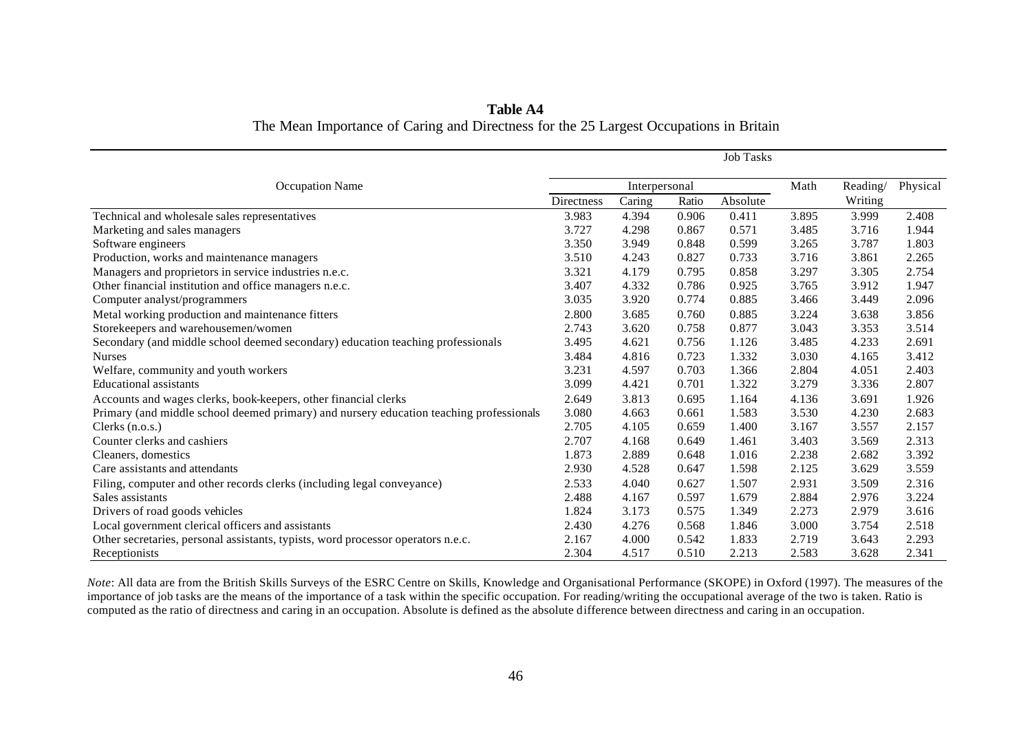**Table A4**
The Mean Importance of Caring and Directness for the 25 Largest Occupations in Britain

| Occupation Name | Job Tasks | | | | | | |
|---|---|---|---|---|---|---|---|
| | Interpersonal | | | | Math | Reading/ Writing | Physical |
| | Directness | Caring | Ratio | Absolute | | | |
| Technical and wholesale sales representatives | 3.983 | 4.394 | 0.906 | 0.411 | 3.895 | 3.999 | 2.408 |
| Marketing and sales managers | 3.727 | 4.298 | 0.867 | 0.571 | 3.485 | 3.716 | 1.944 |
| Software engineers | 3.350 | 3.949 | 0.848 | 0.599 | 3.265 | 3.787 | 1.803 |
| Production, works and maintenance managers | 3.510 | 4.243 | 0.827 | 0.733 | 3.716 | 3.861 | 2.265 |
| Managers and proprietors in service industries n.e.c. | 3.321 | 4.179 | 0.795 | 0.858 | 3.297 | 3.305 | 2.754 |
| Other financial institution and office managers n.e.c. | 3.407 | 4.332 | 0.786 | 0.925 | 3.765 | 3.912 | 1.947 |
| Computer analyst/programmers | 3.035 | 3.920 | 0.774 | 0.885 | 3.466 | 3.449 | 2.096 |
| Metal working production and maintenance fitters | 2.800 | 3.685 | 0.760 | 0.885 | 3.224 | 3.638 | 3.856 |
| Storekeepers and warehousemen/women | 2.743 | 3.620 | 0.758 | 0.877 | 3.043 | 3.353 | 3.514 |
| Secondary (and middle school deemed secondary) education teaching professionals | 3.495 | 4.621 | 0.756 | 1.126 | 3.485 | 4.233 | 2.691 |
| Nurses | 3.484 | 4.816 | 0.723 | 1.332 | 3.030 | 4.165 | 3.412 |
| Welfare, community and youth workers | 3.231 | 4.597 | 0.703 | 1.366 | 2.804 | 4.051 | 2.403 |
| Educational assistants | 3.099 | 4.421 | 0.701 | 1.322 | 3.279 | 3.336 | 2.807 |
| Accounts and wages clerks, book-keepers, other financial clerks | 2.649 | 3.813 | 0.695 | 1.164 | 4.136 | 3.691 | 1.926 |
| Primary (and middle school deemed primary) and nursery education teaching professionals | 3.080 | 4.663 | 0.661 | 1.583 | 3.530 | 4.230 | 2.683 |
| Clerks (n.o.s.) | 2.705 | 4.105 | 0.659 | 1.400 | 3.167 | 3.557 | 2.157 |
| Counter clerks and cashiers | 2.707 | 4.168 | 0.649 | 1.461 | 3.403 | 3.569 | 2.313 |
| Cleaners, domestics | 1.873 | 2.889 | 0.648 | 1.016 | 2.238 | 2.682 | 3.392 |
| Care assistants and attendants | 2.930 | 4.528 | 0.647 | 1.598 | 2.125 | 3.629 | 3.559 |
| Filing, computer and other records clerks (including legal conveyance) | 2.533 | 4.040 | 0.627 | 1.507 | 2.931 | 3.509 | 2.316 |
| Sales assistants | 2.488 | 4.167 | 0.597 | 1.679 | 2.884 | 2.976 | 3.224 |
| Drivers of road goods vehicles | 1.824 | 3.173 | 0.575 | 1.349 | 2.273 | 2.979 | 3.616 |
| Local government clerical officers and assistants | 2.430 | 4.276 | 0.568 | 1.846 | 3.000 | 3.754 | 2.518 |
| Other secretaries, personal assistants, typists, word processor operators n.e.c. | 2.167 | 4.000 | 0.542 | 1.833 | 2.719 | 3.643 | 2.293 |
| Receptionists | 2.304 | 4.517 | 0.510 | 2.213 | 2.583 | 3.628 | 2.341 |

*Note*: All data are from the British Skills Surveys of the ESRC Centre on Skills, Knowledge and Organisational Performance (SKOPE) in Oxford (1997). The measures of the importance of job tasks are the means of the importance of a task within the specific occupation. For reading/writing the occupational average of the two is taken. Ratio is computed as the ratio of directness and caring in an occupation. Absolute is defined as the absolute difference between directness and caring in an occupation.